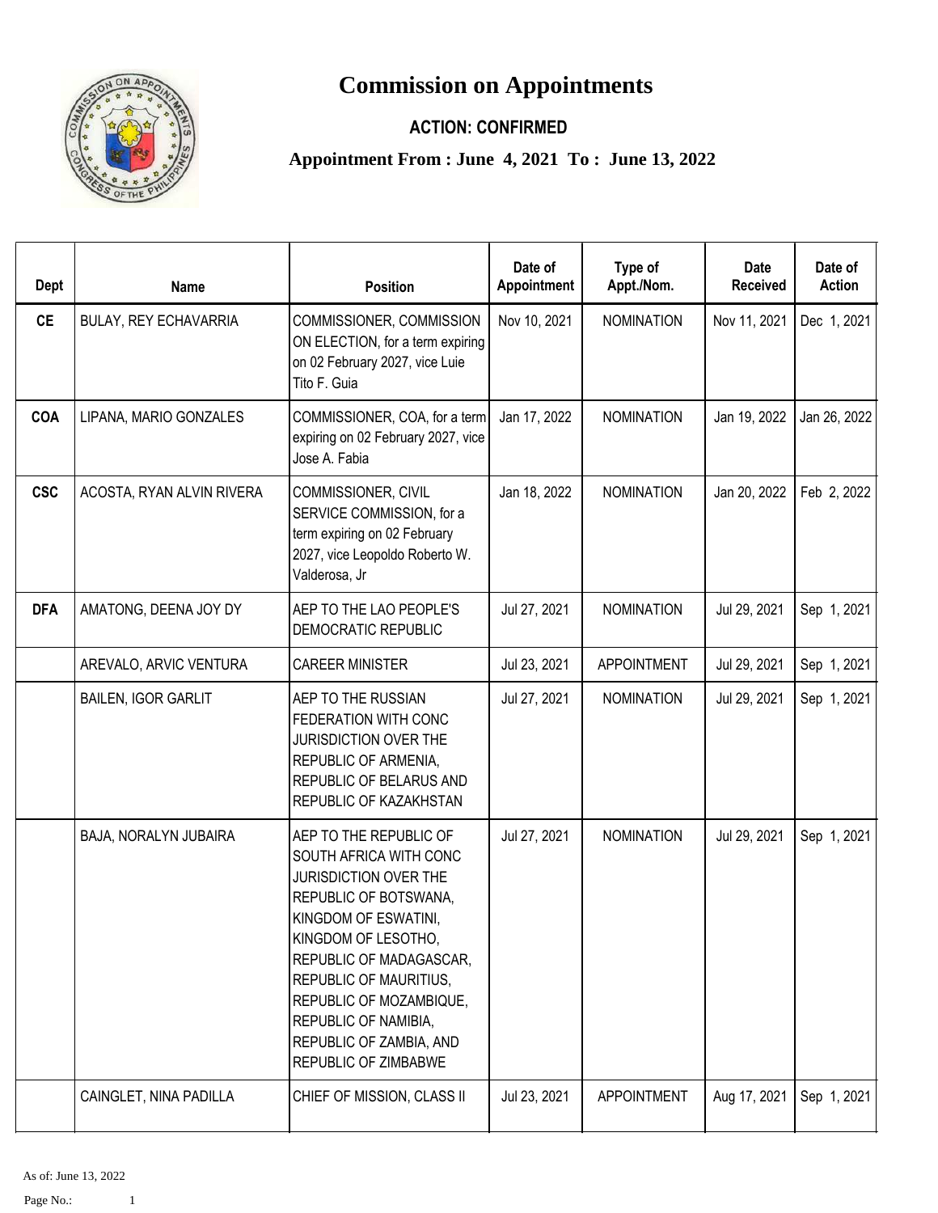# Commission on Appointments

## ACTION: CONFIRMED

### Appointment From : June 4, 2021 To : June 13, 2022

| Dept | Name | Position | Date of Appointment | Type of Appt./Nom. | Date Received | Date of Action |
|---|---|---|---|---|---|---|
| CE | BULAY, REY ECHAVARRIA | COMMISSIONER, COMMISSION ON ELECTION, for a term expiring on 02 February 2027, vice Luie Tito F. Guia | Nov 10, 2021 | NOMINATION | Nov 11, 2021 | Dec 1, 2021 |
| COA | LIPANA, MARIO GONZALES | COMMISSIONER, COA, for a term expiring on 02 February 2027, vice Jose A. Fabia | Jan 17, 2022 | NOMINATION | Jan 19, 2022 | Jan 26, 2022 |
| CSC | ACOSTA, RYAN ALVIN RIVERA | COMMISSIONER, CIVIL SERVICE COMMISSION, for a term expiring on 02 February 2027, vice Leopoldo Roberto W. Valderosa, Jr | Jan 18, 2022 | NOMINATION | Jan 20, 2022 | Feb 2, 2022 |
| DFA | AMATONG, DEENA JOY DY | AEP TO THE LAO PEOPLE'S DEMOCRATIC REPUBLIC | Jul 27, 2021 | NOMINATION | Jul 29, 2021 | Sep 1, 2021 |
| | AREVALO, ARVIC VENTURA | CAREER MINISTER | Jul 23, 2021 | APPOINTMENT | Jul 29, 2021 | Sep 1, 2021 |
| | BAILEN, IGOR GARLIT | AEP TO THE RUSSIAN FEDERATION WITH CONC JURISDICTION OVER THE REPUBLIC OF ARMENIA, REPUBLIC OF BELARUS AND REPUBLIC OF KAZAKHSTAN | Jul 27, 2021 | NOMINATION | Jul 29, 2021 | Sep 1, 2021 |
| | BAJA, NORALYN JUBAIRA | AEP TO THE REPUBLIC OF SOUTH AFRICA WITH CONC JURISDICTION OVER THE REPUBLIC OF BOTSWANA, KINGDOM OF ESWATINI, KINGDOM OF LESOTHO, REPUBLIC OF MADAGASCAR, REPUBLIC OF MAURITIUS, REPUBLIC OF MOZAMBIQUE, REPUBLIC OF NAMIBIA, REPUBLIC OF ZAMBIA, AND REPUBLIC OF ZIMBABWE | Jul 27, 2021 | NOMINATION | Jul 29, 2021 | Sep 1, 2021 |
| | CAINGLET, NINA PADILLA | CHIEF OF MISSION, CLASS II | Jul 23, 2021 | APPOINTMENT | Aug 17, 2021 | Sep 1, 2021 |

As of: June 13, 2022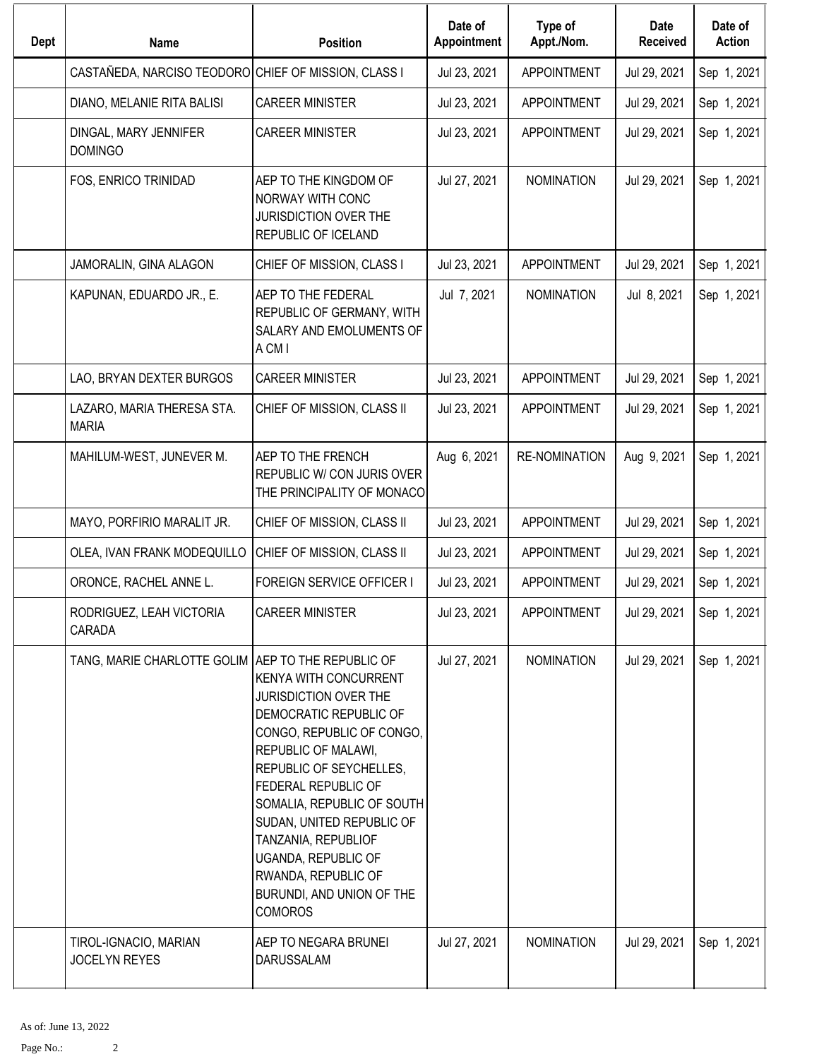| Dept | Name | Position | Date of Appointment | Type of Appt./Nom. | Date Received | Date of Action |
|---|---|---|---|---|---|---|
| | CASTAÑEDA, NARCISO TEODORO | CHIEF OF MISSION, CLASS I | Jul 23, 2021 | APPOINTMENT | Jul 29, 2021 | Sep 1, 2021 |
| | DIANO, MELANIE RITA BALISI | CAREER MINISTER | Jul 23, 2021 | APPOINTMENT | Jul 29, 2021 | Sep 1, 2021 |
| | DINGAL, MARY JENNIFER DOMINGO | CAREER MINISTER | Jul 23, 2021 | APPOINTMENT | Jul 29, 2021 | Sep 1, 2021 |
| | FOS, ENRICO TRINIDAD | AEP TO THE KINGDOM OF NORWAY WITH CONC JURISDICTION OVER THE REPUBLIC OF ICELAND | Jul 27, 2021 | NOMINATION | Jul 29, 2021 | Sep 1, 2021 |
| | JAMORALIN, GINA ALAGON | CHIEF OF MISSION, CLASS I | Jul 23, 2021 | APPOINTMENT | Jul 29, 2021 | Sep 1, 2021 |
| | KAPUNAN, EDUARDO JR., E. | AEP TO THE FEDERAL REPUBLIC OF GERMANY, WITH SALARY AND EMOLUMENTS OF A CM I | Jul 7, 2021 | NOMINATION | Jul 8, 2021 | Sep 1, 2021 |
| | LAO, BRYAN DEXTER BURGOS | CAREER MINISTER | Jul 23, 2021 | APPOINTMENT | Jul 29, 2021 | Sep 1, 2021 |
| | LAZARO, MARIA THERESA STA. MARIA | CHIEF OF MISSION, CLASS II | Jul 23, 2021 | APPOINTMENT | Jul 29, 2021 | Sep 1, 2021 |
| | MAHILUM-WEST, JUNEVER M. | AEP TO THE FRENCH REPUBLIC W/ CON JURIS OVER THE PRINCIPALITY OF MONACO | Aug 6, 2021 | RE-NOMINATION | Aug 9, 2021 | Sep 1, 2021 |
| | MAYO, PORFIRIO MARALIT JR. | CHIEF OF MISSION, CLASS II | Jul 23, 2021 | APPOINTMENT | Jul 29, 2021 | Sep 1, 2021 |
| | OLEA, IVAN FRANK MODEQUILLO | CHIEF OF MISSION, CLASS II | Jul 23, 2021 | APPOINTMENT | Jul 29, 2021 | Sep 1, 2021 |
| | ORONCE, RACHEL ANNE L. | FOREIGN SERVICE OFFICER I | Jul 23, 2021 | APPOINTMENT | Jul 29, 2021 | Sep 1, 2021 |
| | RODRIGUEZ, LEAH VICTORIA CARADA | CAREER MINISTER | Jul 23, 2021 | APPOINTMENT | Jul 29, 2021 | Sep 1, 2021 |
| | TANG, MARIE CHARLOTTE GOLIM | AEP TO THE REPUBLIC OF KENYA WITH CONCURRENT JURISDICTION OVER THE DEMOCRATIC REPUBLIC OF CONGO, REPUBLIC OF CONGO, REPUBLIC OF MALAWI, REPUBLIC OF SEYCHELLES, FEDERAL REPUBLIC OF SOMALIA, REPUBLIC OF SOUTH SUDAN, UNITED REPUBLIC OF TANZANIA, REPUBLIOF UGANDA, REPUBLIC OF RWANDA, REPUBLIC OF BURUNDI, AND UNION OF THE COMOROS | Jul 27, 2021 | NOMINATION | Jul 29, 2021 | Sep 1, 2021 |
| | TIROL-IGNACIO, MARIAN JOCELYN REYES | AEP TO NEGARA BRUNEI DARUSSALAM | Jul 27, 2021 | NOMINATION | Jul 29, 2021 | Sep 1, 2021 |

As of: June 13, 2022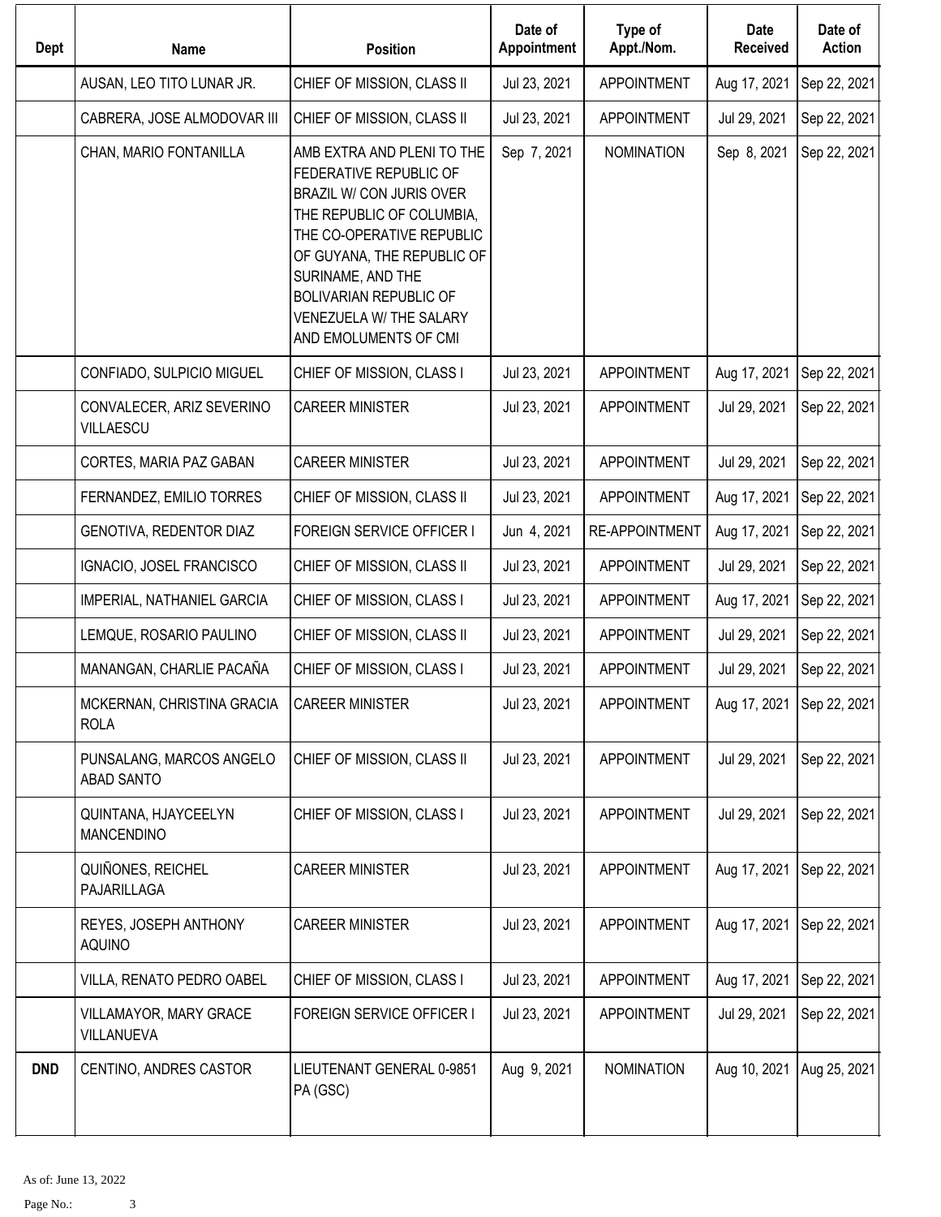| Dept | Name | Position | Date of Appointment | Type of Appt./Nom. | Date Received | Date of Action |
|---|---|---|---|---|---|---|
| | AUSAN, LEO TITO LUNAR JR. | CHIEF OF MISSION, CLASS II | Jul 23, 2021 | APPOINTMENT | Aug 17, 2021 | Sep 22, 2021 |
| | CABRERA, JOSE ALMODOVAR III | CHIEF OF MISSION, CLASS II | Jul 23, 2021 | APPOINTMENT | Jul 29, 2021 | Sep 22, 2021 |
| | CHAN, MARIO FONTANILLA | AMB EXTRA AND PLENI TO THE FEDERATIVE REPUBLIC OF BRAZIL W/ CON JURIS OVER THE REPUBLIC OF COLUMBIA, THE CO-OPERATIVE REPUBLIC OF GUYANA, THE REPUBLIC OF SURINAME, AND THE BOLIVARIAN REPUBLIC OF VENEZUELA W/ THE SALARY AND EMOLUMENTS OF CMI | Sep 7, 2021 | NOMINATION | Sep 8, 2021 | Sep 22, 2021 |
| | CONFIADO, SULPICIO MIGUEL | CHIEF OF MISSION, CLASS I | Jul 23, 2021 | APPOINTMENT | Aug 17, 2021 | Sep 22, 2021 |
| | CONVALECER, ARIZ SEVERINO VILLAESCU | CAREER MINISTER | Jul 23, 2021 | APPOINTMENT | Jul 29, 2021 | Sep 22, 2021 |
| | CORTES, MARIA PAZ GABAN | CAREER MINISTER | Jul 23, 2021 | APPOINTMENT | Jul 29, 2021 | Sep 22, 2021 |
| | FERNANDEZ, EMILIO TORRES | CHIEF OF MISSION, CLASS II | Jul 23, 2021 | APPOINTMENT | Aug 17, 2021 | Sep 22, 2021 |
| | GENOTIVA, REDENTOR DIAZ | FOREIGN SERVICE OFFICER I | Jun 4, 2021 | RE-APPOINTMENT | Aug 17, 2021 | Sep 22, 2021 |
| | IGNACIO, JOSEL FRANCISCO | CHIEF OF MISSION, CLASS II | Jul 23, 2021 | APPOINTMENT | Jul 29, 2021 | Sep 22, 2021 |
| | IMPERIAL, NATHANIEL GARCIA | CHIEF OF MISSION, CLASS I | Jul 23, 2021 | APPOINTMENT | Aug 17, 2021 | Sep 22, 2021 |
| | LEMQUE, ROSARIO PAULINO | CHIEF OF MISSION, CLASS II | Jul 23, 2021 | APPOINTMENT | Jul 29, 2021 | Sep 22, 2021 |
| | MANANGAN, CHARLIE PACAÑA | CHIEF OF MISSION, CLASS I | Jul 23, 2021 | APPOINTMENT | Jul 29, 2021 | Sep 22, 2021 |
| | MCKERNAN, CHRISTINA GRACIA ROLA | CAREER MINISTER | Jul 23, 2021 | APPOINTMENT | Aug 17, 2021 | Sep 22, 2021 |
| | PUNSALANG, MARCOS ANGELO ABAD SANTO | CHIEF OF MISSION, CLASS II | Jul 23, 2021 | APPOINTMENT | Jul 29, 2021 | Sep 22, 2021 |
| | QUINTANA, HJAYCEELYN MANCENDINO | CHIEF OF MISSION, CLASS I | Jul 23, 2021 | APPOINTMENT | Jul 29, 2021 | Sep 22, 2021 |
| | QUIÑONES, REICHEL PAJARILLAGA | CAREER MINISTER | Jul 23, 2021 | APPOINTMENT | Aug 17, 2021 | Sep 22, 2021 |
| | REYES, JOSEPH ANTHONY AQUINO | CAREER MINISTER | Jul 23, 2021 | APPOINTMENT | Aug 17, 2021 | Sep 22, 2021 |
| | VILLA, RENATO PEDRO OABEL | CHIEF OF MISSION, CLASS I | Jul 23, 2021 | APPOINTMENT | Aug 17, 2021 | Sep 22, 2021 |
| | VILLAMAYOR, MARY GRACE VILLANUEVA | FOREIGN SERVICE OFFICER I | Jul 23, 2021 | APPOINTMENT | Jul 29, 2021 | Sep 22, 2021 |
| **DND** | CENTINO, ANDRES CASTOR | LIEUTENANT GENERAL 0-9851 PA (GSC) | Aug 9, 2021 | NOMINATION | Aug 10, 2021 | Aug 25, 2021 |

As of: June 13, 2022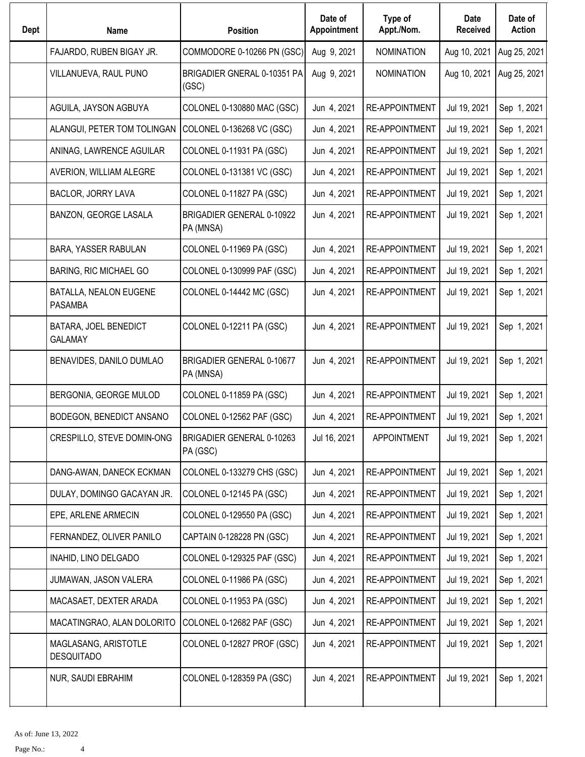| Dept | Name | Position | Date of Appointment | Type of Appt./Nom. | Date Received | Date of Action |
|---|---|---|---|---|---|---|
| | FAJARDO, RUBEN BIGAY JR. | COMMODORE 0-10266 PN (GSC) | Aug 9, 2021 | NOMINATION | Aug 10, 2021 | Aug 25, 2021 |
| | VILLANUEVA, RAUL PUNO | BRIGADIER GNERAL 0-10351 PA (GSC) | Aug 9, 2021 | NOMINATION | Aug 10, 2021 | Aug 25, 2021 |
| | AGUILA, JAYSON AGBUYA | COLONEL 0-130880 MAC (GSC) | Jun 4, 2021 | RE-APPOINTMENT | Jul 19, 2021 | Sep 1, 2021 |
| | ALANGUI, PETER TOM TOLINGAN | COLONEL 0-136268 VC (GSC) | Jun 4, 2021 | RE-APPOINTMENT | Jul 19, 2021 | Sep 1, 2021 |
| | ANINAG, LAWRENCE AGUILAR | COLONEL 0-11931 PA (GSC) | Jun 4, 2021 | RE-APPOINTMENT | Jul 19, 2021 | Sep 1, 2021 |
| | AVERION, WILLIAM ALEGRE | COLONEL 0-131381 VC (GSC) | Jun 4, 2021 | RE-APPOINTMENT | Jul 19, 2021 | Sep 1, 2021 |
| | BACLOR, JORRY LAVA | COLONEL 0-11827 PA (GSC) | Jun 4, 2021 | RE-APPOINTMENT | Jul 19, 2021 | Sep 1, 2021 |
| | BANZON, GEORGE LASALA | BRIGADIER GENERAL 0-10922 PA (MNSA) | Jun 4, 2021 | RE-APPOINTMENT | Jul 19, 2021 | Sep 1, 2021 |
| | BARA, YASSER RABULAN | COLONEL 0-11969 PA (GSC) | Jun 4, 2021 | RE-APPOINTMENT | Jul 19, 2021 | Sep 1, 2021 |
| | BARING, RIC MICHAEL GO | COLONEL 0-130999 PAF (GSC) | Jun 4, 2021 | RE-APPOINTMENT | Jul 19, 2021 | Sep 1, 2021 |
| | BATALLA, NEALON EUGENE PASAMBA | COLONEL 0-14442 MC (GSC) | Jun 4, 2021 | RE-APPOINTMENT | Jul 19, 2021 | Sep 1, 2021 |
| | BATARA, JOEL BENEDICT GALAMAY | COLONEL 0-12211 PA (GSC) | Jun 4, 2021 | RE-APPOINTMENT | Jul 19, 2021 | Sep 1, 2021 |
| | BENAVIDES, DANILO DUMLAO | BRIGADIER GENERAL 0-10677 PA (MNSA) | Jun 4, 2021 | RE-APPOINTMENT | Jul 19, 2021 | Sep 1, 2021 |
| | BERGONIA, GEORGE MULOD | COLONEL 0-11859 PA (GSC) | Jun 4, 2021 | RE-APPOINTMENT | Jul 19, 2021 | Sep 1, 2021 |
| | BODEGON, BENEDICT ANSANO | COLONEL 0-12562 PAF (GSC) | Jun 4, 2021 | RE-APPOINTMENT | Jul 19, 2021 | Sep 1, 2021 |
| | CRESPILLO, STEVE DOMIN-ONG | BRIGADIER GENERAL 0-10263 PA (GSC) | Jul 16, 2021 | APPOINTMENT | Jul 19, 2021 | Sep 1, 2021 |
| | DANG-AWAN, DANECK ECKMAN | COLONEL 0-133279 CHS (GSC) | Jun 4, 2021 | RE-APPOINTMENT | Jul 19, 2021 | Sep 1, 2021 |
| | DULAY, DOMINGO GACAYAN JR. | COLONEL 0-12145 PA (GSC) | Jun 4, 2021 | RE-APPOINTMENT | Jul 19, 2021 | Sep 1, 2021 |
| | EPE, ARLENE ARMECIN | COLONEL 0-129550 PA (GSC) | Jun 4, 2021 | RE-APPOINTMENT | Jul 19, 2021 | Sep 1, 2021 |
| | FERNANDEZ, OLIVER PANILO | CAPTAIN 0-128228 PN (GSC) | Jun 4, 2021 | RE-APPOINTMENT | Jul 19, 2021 | Sep 1, 2021 |
| | INAHID, LINO DELGADO | COLONEL 0-129325 PAF (GSC) | Jun 4, 2021 | RE-APPOINTMENT | Jul 19, 2021 | Sep 1, 2021 |
| | JUMAWAN, JASON VALERA | COLONEL 0-11986 PA (GSC) | Jun 4, 2021 | RE-APPOINTMENT | Jul 19, 2021 | Sep 1, 2021 |
| | MACASAET, DEXTER ARADA | COLONEL 0-11953 PA (GSC) | Jun 4, 2021 | RE-APPOINTMENT | Jul 19, 2021 | Sep 1, 2021 |
| | MACATINGRAO, ALAN DOLORITO | COLONEL 0-12682 PAF (GSC) | Jun 4, 2021 | RE-APPOINTMENT | Jul 19, 2021 | Sep 1, 2021 |
| | MAGLASANG, ARISTOTLE DESQUITADO | COLONEL 0-12827 PROF (GSC) | Jun 4, 2021 | RE-APPOINTMENT | Jul 19, 2021 | Sep 1, 2021 |
| | NUR, SAUDI EBRAHIM | COLONEL 0-128359 PA (GSC) | Jun 4, 2021 | RE-APPOINTMENT | Jul 19, 2021 | Sep 1, 2021 |

As of: June 13, 2022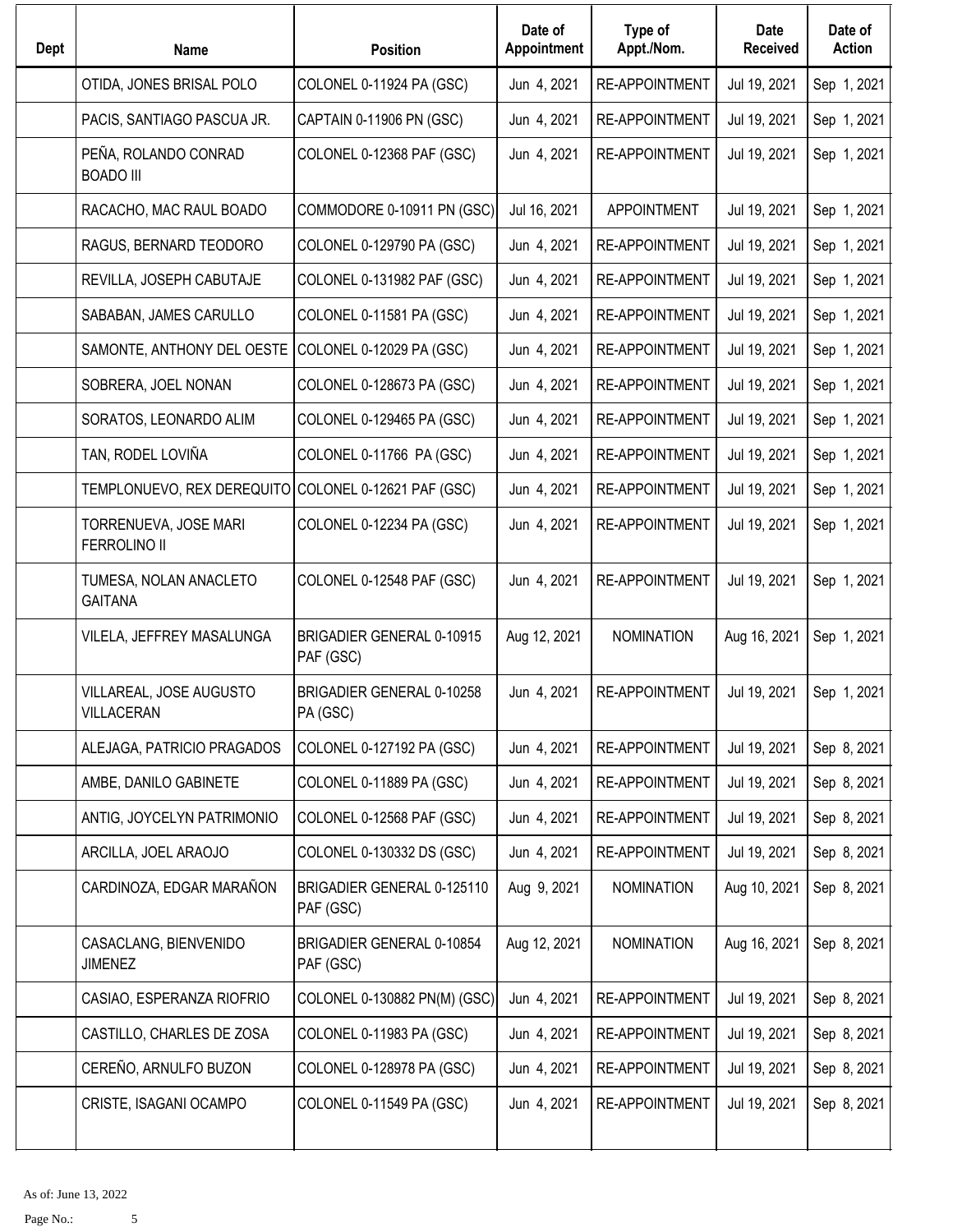| Dept | Name | Position | Date of Appointment | Type of Appt./Nom. | Date Received | Date of Action |
|---|---|---|---|---|---|---|
| | OTIDA, JONES BRISAL POLO | COLONEL 0-11924 PA (GSC) | Jun 4, 2021 | RE-APPOINTMENT | Jul 19, 2021 | Sep 1, 2021 |
| | PACIS, SANTIAGO PASCUA JR. | CAPTAIN 0-11906 PN (GSC) | Jun 4, 2021 | RE-APPOINTMENT | Jul 19, 2021 | Sep 1, 2021 |
| | PEÑA, ROLANDO CONRAD BOADO III | COLONEL 0-12368 PAF (GSC) | Jun 4, 2021 | RE-APPOINTMENT | Jul 19, 2021 | Sep 1, 2021 |
| | RACACHO, MAC RAUL BOADO | COMMODORE 0-10911 PN (GSC) | Jul 16, 2021 | APPOINTMENT | Jul 19, 2021 | Sep 1, 2021 |
| | RAGUS, BERNARD TEODORO | COLONEL 0-129790 PA (GSC) | Jun 4, 2021 | RE-APPOINTMENT | Jul 19, 2021 | Sep 1, 2021 |
| | REVILLA, JOSEPH CABUTAJE | COLONEL 0-131982 PAF (GSC) | Jun 4, 2021 | RE-APPOINTMENT | Jul 19, 2021 | Sep 1, 2021 |
| | SABABAN, JAMES CARULLO | COLONEL 0-11581 PA (GSC) | Jun 4, 2021 | RE-APPOINTMENT | Jul 19, 2021 | Sep 1, 2021 |
| | SAMONTE, ANTHONY DEL OESTE | COLONEL 0-12029 PA (GSC) | Jun 4, 2021 | RE-APPOINTMENT | Jul 19, 2021 | Sep 1, 2021 |
| | SOBRERA, JOEL NONAN | COLONEL 0-128673 PA (GSC) | Jun 4, 2021 | RE-APPOINTMENT | Jul 19, 2021 | Sep 1, 2021 |
| | SORATOS, LEONARDO ALIM | COLONEL 0-129465 PA (GSC) | Jun 4, 2021 | RE-APPOINTMENT | Jul 19, 2021 | Sep 1, 2021 |
| | TAN, RODEL LOVIÑA | COLONEL 0-11766 PA (GSC) | Jun 4, 2021 | RE-APPOINTMENT | Jul 19, 2021 | Sep 1, 2021 |
| | TEMPLONUEVO, REX DEREQUITO | COLONEL 0-12621 PAF (GSC) | Jun 4, 2021 | RE-APPOINTMENT | Jul 19, 2021 | Sep 1, 2021 |
| | TORRENUEVA, JOSE MARI FERROLINO II | COLONEL 0-12234 PA (GSC) | Jun 4, 2021 | RE-APPOINTMENT | Jul 19, 2021 | Sep 1, 2021 |
| | TUMESA, NOLAN ANACLETO GAITANA | COLONEL 0-12548 PAF (GSC) | Jun 4, 2021 | RE-APPOINTMENT | Jul 19, 2021 | Sep 1, 2021 |
| | VILELA, JEFFREY MASALUNGA | BRIGADIER GENERAL 0-10915 PAF (GSC) | Aug 12, 2021 | NOMINATION | Aug 16, 2021 | Sep 1, 2021 |
| | VILLAREAL, JOSE AUGUSTO VILLACERAN | BRIGADIER GENERAL 0-10258 PA (GSC) | Jun 4, 2021 | RE-APPOINTMENT | Jul 19, 2021 | Sep 1, 2021 |
| | ALEJAGA, PATRICIO PRAGADOS | COLONEL 0-127192 PA (GSC) | Jun 4, 2021 | RE-APPOINTMENT | Jul 19, 2021 | Sep 8, 2021 |
| | AMBE, DANILO GABINETE | COLONEL 0-11889 PA (GSC) | Jun 4, 2021 | RE-APPOINTMENT | Jul 19, 2021 | Sep 8, 2021 |
| | ANTIG, JOYCELYN PATRIMONIO | COLONEL 0-12568 PAF (GSC) | Jun 4, 2021 | RE-APPOINTMENT | Jul 19, 2021 | Sep 8, 2021 |
| | ARCILLA, JOEL ARAOJO | COLONEL 0-130332 DS (GSC) | Jun 4, 2021 | RE-APPOINTMENT | Jul 19, 2021 | Sep 8, 2021 |
| | CARDINOZA, EDGAR MARAÑON | BRIGADIER GENERAL 0-125110 PAF (GSC) | Aug 9, 2021 | NOMINATION | Aug 10, 2021 | Sep 8, 2021 |
| | CASACLANG, BIENVENIDO JIMENEZ | BRIGADIER GENERAL 0-10854 PAF (GSC) | Aug 12, 2021 | NOMINATION | Aug 16, 2021 | Sep 8, 2021 |
| | CASIAO, ESPERANZA RIOFRIO | COLONEL 0-130882 PN(M) (GSC) | Jun 4, 2021 | RE-APPOINTMENT | Jul 19, 2021 | Sep 8, 2021 |
| | CASTILLO, CHARLES DE ZOSA | COLONEL 0-11983 PA (GSC) | Jun 4, 2021 | RE-APPOINTMENT | Jul 19, 2021 | Sep 8, 2021 |
| | CEREÑO, ARNULFO BUZON | COLONEL 0-128978 PA (GSC) | Jun 4, 2021 | RE-APPOINTMENT | Jul 19, 2021 | Sep 8, 2021 |
| | CRISTE, ISAGANI OCAMPO | COLONEL 0-11549 PA (GSC) | Jun 4, 2021 | RE-APPOINTMENT | Jul 19, 2021 | Sep 8, 2021 |

As of: June 13, 2022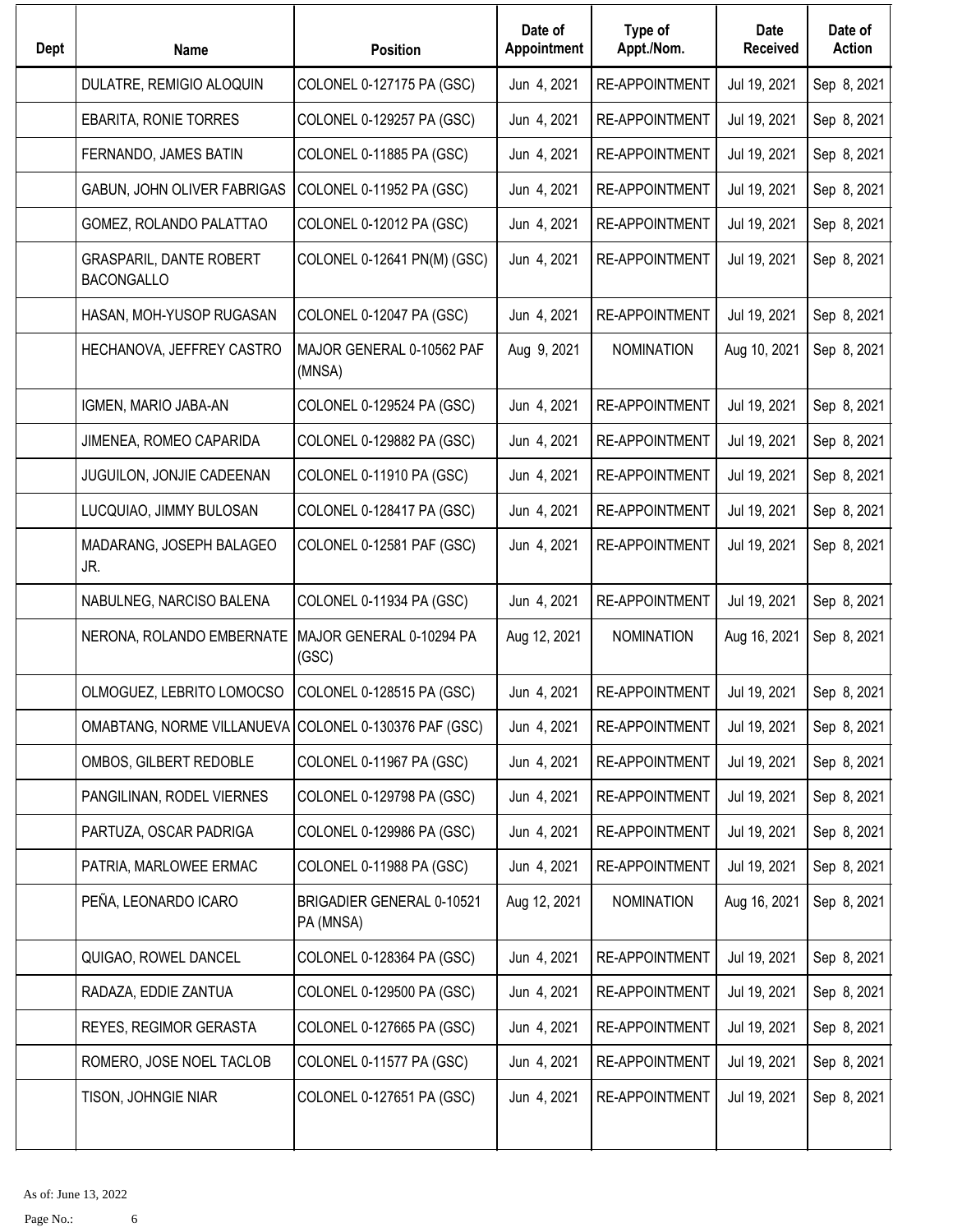| Dept | Name | Position | Date of Appointment | Type of Appt./Nom. | Date Received | Date of Action |
|---|---|---|---|---|---|---|
| | DULATRE, REMIGIO ALOQUIN | COLONEL 0-127175 PA (GSC) | Jun 4, 2021 | RE-APPOINTMENT | Jul 19, 2021 | Sep 8, 2021 |
| | EBARITA, RONIE TORRES | COLONEL 0-129257 PA (GSC) | Jun 4, 2021 | RE-APPOINTMENT | Jul 19, 2021 | Sep 8, 2021 |
| | FERNANDO, JAMES BATIN | COLONEL 0-11885 PA (GSC) | Jun 4, 2021 | RE-APPOINTMENT | Jul 19, 2021 | Sep 8, 2021 |
| | GABUN, JOHN OLIVER FABRIGAS | COLONEL 0-11952 PA (GSC) | Jun 4, 2021 | RE-APPOINTMENT | Jul 19, 2021 | Sep 8, 2021 |
| | GOMEZ, ROLANDO PALATTAO | COLONEL 0-12012 PA (GSC) | Jun 4, 2021 | RE-APPOINTMENT | Jul 19, 2021 | Sep 8, 2021 |
| | GRASPARIL, DANTE ROBERT BACONGALLO | COLONEL 0-12641 PN(M) (GSC) | Jun 4, 2021 | RE-APPOINTMENT | Jul 19, 2021 | Sep 8, 2021 |
| | HASAN, MOH-YUSOP RUGASAN | COLONEL 0-12047 PA (GSC) | Jun 4, 2021 | RE-APPOINTMENT | Jul 19, 2021 | Sep 8, 2021 |
| | HECHANOVA, JEFFREY CASTRO | MAJOR GENERAL 0-10562 PAF (MNSA) | Aug 9, 2021 | NOMINATION | Aug 10, 2021 | Sep 8, 2021 |
| | IGMEN, MARIO JABA-AN | COLONEL 0-129524 PA (GSC) | Jun 4, 2021 | RE-APPOINTMENT | Jul 19, 2021 | Sep 8, 2021 |
| | JIMENEA, ROMEO CAPARIDA | COLONEL 0-129882 PA (GSC) | Jun 4, 2021 | RE-APPOINTMENT | Jul 19, 2021 | Sep 8, 2021 |
| | JUGUILON, JONJIE CADEENAN | COLONEL 0-11910 PA (GSC) | Jun 4, 2021 | RE-APPOINTMENT | Jul 19, 2021 | Sep 8, 2021 |
| | LUCQUIAO, JIMMY BULOSAN | COLONEL 0-128417 PA (GSC) | Jun 4, 2021 | RE-APPOINTMENT | Jul 19, 2021 | Sep 8, 2021 |
| | MADARANG, JOSEPH BALAGEO JR. | COLONEL 0-12581 PAF (GSC) | Jun 4, 2021 | RE-APPOINTMENT | Jul 19, 2021 | Sep 8, 2021 |
| | NABULNEG, NARCISO BALENA | COLONEL 0-11934 PA (GSC) | Jun 4, 2021 | RE-APPOINTMENT | Jul 19, 2021 | Sep 8, 2021 |
| | NERONA, ROLANDO EMBERNATE | MAJOR GENERAL 0-10294 PA (GSC) | Aug 12, 2021 | NOMINATION | Aug 16, 2021 | Sep 8, 2021 |
| | OLMOGUEZ, LEBRITO LOMOCSO | COLONEL 0-128515 PA (GSC) | Jun 4, 2021 | RE-APPOINTMENT | Jul 19, 2021 | Sep 8, 2021 |
| | OMABTANG, NORME VILLANUEVA | COLONEL 0-130376 PAF (GSC) | Jun 4, 2021 | RE-APPOINTMENT | Jul 19, 2021 | Sep 8, 2021 |
| | OMBOS, GILBERT REDOBLE | COLONEL 0-11967 PA (GSC) | Jun 4, 2021 | RE-APPOINTMENT | Jul 19, 2021 | Sep 8, 2021 |
| | PANGILINAN, RODEL VIERNES | COLONEL 0-129798 PA (GSC) | Jun 4, 2021 | RE-APPOINTMENT | Jul 19, 2021 | Sep 8, 2021 |
| | PARTUZA, OSCAR PADRIGA | COLONEL 0-129986 PA (GSC) | Jun 4, 2021 | RE-APPOINTMENT | Jul 19, 2021 | Sep 8, 2021 |
| | PATRIA, MARLOWEE ERMAC | COLONEL 0-11988 PA (GSC) | Jun 4, 2021 | RE-APPOINTMENT | Jul 19, 2021 | Sep 8, 2021 |
| | PEÑA, LEONARDO ICARO | BRIGADIER GENERAL 0-10521 PA (MNSA) | Aug 12, 2021 | NOMINATION | Aug 16, 2021 | Sep 8, 2021 |
| | QUIGAO, ROWEL DANCEL | COLONEL 0-128364 PA (GSC) | Jun 4, 2021 | RE-APPOINTMENT | Jul 19, 2021 | Sep 8, 2021 |
| | RADAZA, EDDIE ZANTUA | COLONEL 0-129500 PA (GSC) | Jun 4, 2021 | RE-APPOINTMENT | Jul 19, 2021 | Sep 8, 2021 |
| | REYES, REGIMOR GERASTA | COLONEL 0-127665 PA (GSC) | Jun 4, 2021 | RE-APPOINTMENT | Jul 19, 2021 | Sep 8, 2021 |
| | ROMERO, JOSE NOEL TACLOB | COLONEL 0-11577 PA (GSC) | Jun 4, 2021 | RE-APPOINTMENT | Jul 19, 2021 | Sep 8, 2021 |
| | TISON, JOHNGIE NIAR | COLONEL 0-127651 PA (GSC) | Jun 4, 2021 | RE-APPOINTMENT | Jul 19, 2021 | Sep 8, 2021 |

As of: June 13, 2022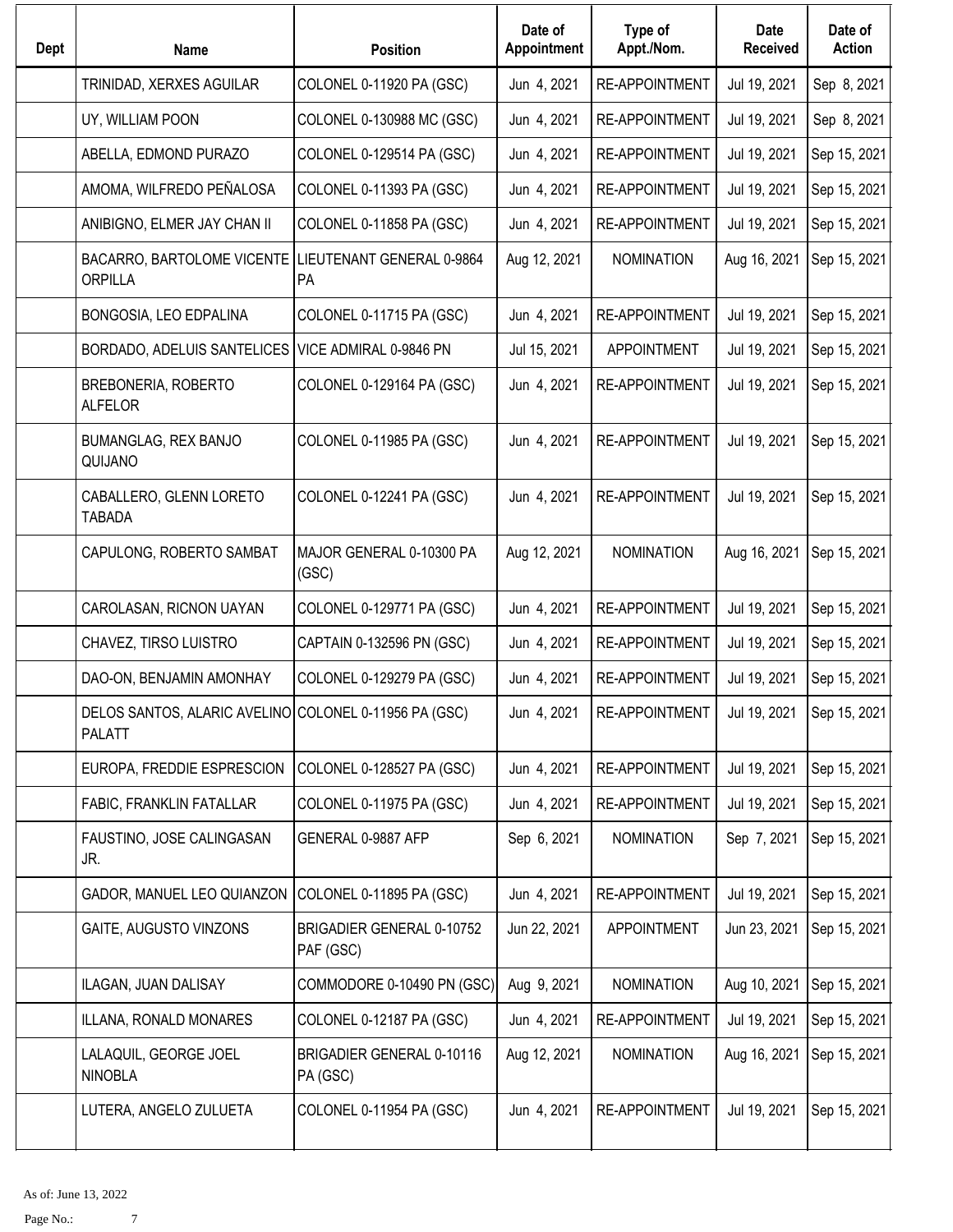| Dept | Name | Position | Date of Appointment | Type of Appt./Nom. | Date Received | Date of Action |
|---|---|---|---|---|---|---|
| | TRINIDAD, XERXES AGUILAR | COLONEL 0-11920 PA (GSC) | Jun 4, 2021 | RE-APPOINTMENT | Jul 19, 2021 | Sep 8, 2021 |
| | UY, WILLIAM POON | COLONEL 0-130988 MC (GSC) | Jun 4, 2021 | RE-APPOINTMENT | Jul 19, 2021 | Sep 8, 2021 |
| | ABELLA, EDMOND PURAZO | COLONEL 0-129514 PA (GSC) | Jun 4, 2021 | RE-APPOINTMENT | Jul 19, 2021 | Sep 15, 2021 |
| | AMOMA, WILFREDO PEÑALOSA | COLONEL 0-11393 PA (GSC) | Jun 4, 2021 | RE-APPOINTMENT | Jul 19, 2021 | Sep 15, 2021 |
| | ANIBIGNO, ELMER JAY CHAN II | COLONEL 0-11858 PA (GSC) | Jun 4, 2021 | RE-APPOINTMENT | Jul 19, 2021 | Sep 15, 2021 |
| | BACARRO, BARTOLOME VICENTE ORPILLA | LIEUTENANT GENERAL 0-9864 PA | Aug 12, 2021 | NOMINATION | Aug 16, 2021 | Sep 15, 2021 |
| | BONGOSIA, LEO EDPALINA | COLONEL 0-11715 PA (GSC) | Jun 4, 2021 | RE-APPOINTMENT | Jul 19, 2021 | Sep 15, 2021 |
| | BORDADO, ADELUIS SANTELICES | VICE ADMIRAL 0-9846 PN | Jul 15, 2021 | APPOINTMENT | Jul 19, 2021 | Sep 15, 2021 |
| | BREBONERIA, ROBERTO ALFELOR | COLONEL 0-129164 PA (GSC) | Jun 4, 2021 | RE-APPOINTMENT | Jul 19, 2021 | Sep 15, 2021 |
| | BUMANGLAG, REX BANJO QUIJANO | COLONEL 0-11985 PA (GSC) | Jun 4, 2021 | RE-APPOINTMENT | Jul 19, 2021 | Sep 15, 2021 |
| | CABALLERO, GLENN LORETO TABADA | COLONEL 0-12241 PA (GSC) | Jun 4, 2021 | RE-APPOINTMENT | Jul 19, 2021 | Sep 15, 2021 |
| | CAPULONG, ROBERTO SAMBAT | MAJOR GENERAL 0-10300 PA (GSC) | Aug 12, 2021 | NOMINATION | Aug 16, 2021 | Sep 15, 2021 |
| | CAROLASAN, RICNON UAYAN | COLONEL 0-129771 PA (GSC) | Jun 4, 2021 | RE-APPOINTMENT | Jul 19, 2021 | Sep 15, 2021 |
| | CHAVEZ, TIRSO LUISTRO | CAPTAIN 0-132596 PN (GSC) | Jun 4, 2021 | RE-APPOINTMENT | Jul 19, 2021 | Sep 15, 2021 |
| | DAO-ON, BENJAMIN AMONHAY | COLONEL 0-129279 PA (GSC) | Jun 4, 2021 | RE-APPOINTMENT | Jul 19, 2021 | Sep 15, 2021 |
| | DELOS SANTOS, ALARIC AVELINO PALATT | COLONEL 0-11956 PA (GSC) | Jun 4, 2021 | RE-APPOINTMENT | Jul 19, 2021 | Sep 15, 2021 |
| | EUROPA, FREDDIE ESPRESCION | COLONEL 0-128527 PA (GSC) | Jun 4, 2021 | RE-APPOINTMENT | Jul 19, 2021 | Sep 15, 2021 |
| | FABIC, FRANKLIN FATALLAR | COLONEL 0-11975 PA (GSC) | Jun 4, 2021 | RE-APPOINTMENT | Jul 19, 2021 | Sep 15, 2021 |
| | FAUSTINO, JOSE CALINGASAN JR. | GENERAL 0-9887 AFP | Sep 6, 2021 | NOMINATION | Sep 7, 2021 | Sep 15, 2021 |
| | GADOR, MANUEL LEO QUIANZON | COLONEL 0-11895 PA (GSC) | Jun 4, 2021 | RE-APPOINTMENT | Jul 19, 2021 | Sep 15, 2021 |
| | GAITE, AUGUSTO VINZONS | BRIGADIER GENERAL 0-10752 PAF (GSC) | Jun 22, 2021 | APPOINTMENT | Jun 23, 2021 | Sep 15, 2021 |
| | ILAGAN, JUAN DALISAY | COMMODORE 0-10490 PN (GSC) | Aug 9, 2021 | NOMINATION | Aug 10, 2021 | Sep 15, 2021 |
| | ILLANA, RONALD MONARES | COLONEL 0-12187 PA (GSC) | Jun 4, 2021 | RE-APPOINTMENT | Jul 19, 2021 | Sep 15, 2021 |
| | LALAQUIL, GEORGE JOEL NINOBLA | BRIGADIER GENERAL 0-10116 PA (GSC) | Aug 12, 2021 | NOMINATION | Aug 16, 2021 | Sep 15, 2021 |
| | LUTERA, ANGELO ZULUETA | COLONEL 0-11954 PA (GSC) | Jun 4, 2021 | RE-APPOINTMENT | Jul 19, 2021 | Sep 15, 2021 |

As of: June 13, 2022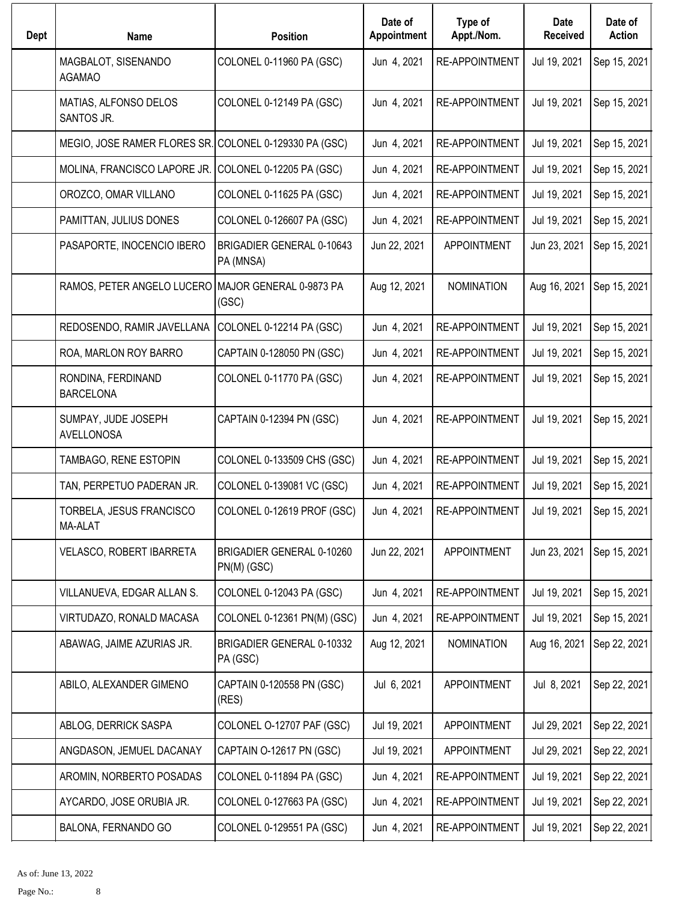| Dept | Name | Position | Date of Appointment | Type of Appt./Nom. | Date Received | Date of Action |
|---|---|---|---|---|---|---|
| | MAGBALOT, SISENANDO AGAMAO | COLONEL 0-11960 PA (GSC) | Jun 4, 2021 | RE-APPOINTMENT | Jul 19, 2021 | Sep 15, 2021 |
| | MATIAS, ALFONSO DELOS SANTOS JR. | COLONEL 0-12149 PA (GSC) | Jun 4, 2021 | RE-APPOINTMENT | Jul 19, 2021 | Sep 15, 2021 |
| | MEGIO, JOSE RAMER FLORES SR. | COLONEL 0-129330 PA (GSC) | Jun 4, 2021 | RE-APPOINTMENT | Jul 19, 2021 | Sep 15, 2021 |
| | MOLINA, FRANCISCO LAPORE JR. | COLONEL 0-12205 PA (GSC) | Jun 4, 2021 | RE-APPOINTMENT | Jul 19, 2021 | Sep 15, 2021 |
| | OROZCO, OMAR VILLANO | COLONEL 0-11625 PA (GSC) | Jun 4, 2021 | RE-APPOINTMENT | Jul 19, 2021 | Sep 15, 2021 |
| | PAMITTAN, JULIUS DONES | COLONEL 0-126607 PA (GSC) | Jun 4, 2021 | RE-APPOINTMENT | Jul 19, 2021 | Sep 15, 2021 |
| | PASAPORTE, INOCENCIO IBERO | BRIGADIER GENERAL 0-10643 PA (MNSA) | Jun 22, 2021 | APPOINTMENT | Jun 23, 2021 | Sep 15, 2021 |
| | RAMOS, PETER ANGELO LUCERO | MAJOR GENERAL 0-9873 PA (GSC) | Aug 12, 2021 | NOMINATION | Aug 16, 2021 | Sep 15, 2021 |
| | REDOSENDO, RAMIR JAVELLANA | COLONEL 0-12214 PA (GSC) | Jun 4, 2021 | RE-APPOINTMENT | Jul 19, 2021 | Sep 15, 2021 |
| | ROA, MARLON ROY BARRO | CAPTAIN 0-128050 PN (GSC) | Jun 4, 2021 | RE-APPOINTMENT | Jul 19, 2021 | Sep 15, 2021 |
| | RONDINA, FERDINAND BARCELONA | COLONEL 0-11770 PA (GSC) | Jun 4, 2021 | RE-APPOINTMENT | Jul 19, 2021 | Sep 15, 2021 |
| | SUMPAY, JUDE JOSEPH AVELLONOSA | CAPTAIN 0-12394 PN (GSC) | Jun 4, 2021 | RE-APPOINTMENT | Jul 19, 2021 | Sep 15, 2021 |
| | TAMBAGO, RENE ESTOPIN | COLONEL 0-133509 CHS (GSC) | Jun 4, 2021 | RE-APPOINTMENT | Jul 19, 2021 | Sep 15, 2021 |
| | TAN, PERPETUO PADERAN JR. | COLONEL 0-139081 VC (GSC) | Jun 4, 2021 | RE-APPOINTMENT | Jul 19, 2021 | Sep 15, 2021 |
| | TORBELA, JESUS FRANCISCO MA-ALAT | COLONEL 0-12619 PROF (GSC) | Jun 4, 2021 | RE-APPOINTMENT | Jul 19, 2021 | Sep 15, 2021 |
| | VELASCO, ROBERT IBARRETA | BRIGADIER GENERAL 0-10260 PN(M) (GSC) | Jun 22, 2021 | APPOINTMENT | Jun 23, 2021 | Sep 15, 2021 |
| | VILLANUEVA, EDGAR ALLAN S. | COLONEL 0-12043 PA (GSC) | Jun 4, 2021 | RE-APPOINTMENT | Jul 19, 2021 | Sep 15, 2021 |
| | VIRTUDAZO, RONALD MACASA | COLONEL 0-12361 PN(M) (GSC) | Jun 4, 2021 | RE-APPOINTMENT | Jul 19, 2021 | Sep 15, 2021 |
| | ABAWAG, JAIME AZURIAS JR. | BRIGADIER GENERAL 0-10332 PA (GSC) | Aug 12, 2021 | NOMINATION | Aug 16, 2021 | Sep 22, 2021 |
| | ABILO, ALEXANDER GIMENO | CAPTAIN 0-120558 PN (GSC) (RES) | Jul 6, 2021 | APPOINTMENT | Jul 8, 2021 | Sep 22, 2021 |
| | ABLOG, DERRICK SASPA | COLONEL O-12707 PAF (GSC) | Jul 19, 2021 | APPOINTMENT | Jul 29, 2021 | Sep 22, 2021 |
| | ANGDASON, JEMUEL DACANAY | CAPTAIN O-12617 PN (GSC) | Jul 19, 2021 | APPOINTMENT | Jul 29, 2021 | Sep 22, 2021 |
| | AROMIN, NORBERTO POSADAS | COLONEL 0-11894 PA (GSC) | Jun 4, 2021 | RE-APPOINTMENT | Jul 19, 2021 | Sep 22, 2021 |
| | AYCARDO, JOSE ORUBIA JR. | COLONEL 0-127663 PA (GSC) | Jun 4, 2021 | RE-APPOINTMENT | Jul 19, 2021 | Sep 22, 2021 |
| | BALONA, FERNANDO GO | COLONEL 0-129551 PA (GSC) | Jun 4, 2021 | RE-APPOINTMENT | Jul 19, 2021 | Sep 22, 2021 |

As of: June 13, 2022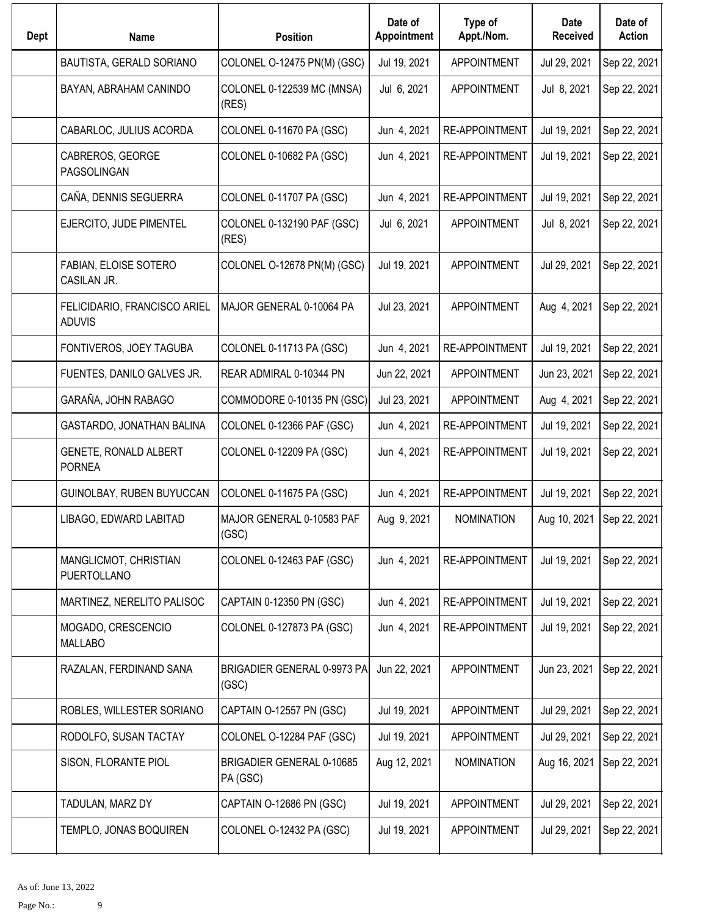| Dept | Name | Position | Date of Appointment | Type of Appt./Nom. | Date Received | Date of Action |
|---|---|---|---|---|---|---|
| | BAUTISTA, GERALD SORIANO | COLONEL O-12475 PN(M) (GSC) | Jul 19, 2021 | APPOINTMENT | Jul 29, 2021 | Sep 22, 2021 |
| | BAYAN, ABRAHAM CANINDO | COLONEL 0-122539 MC (MNSA) (RES) | Jul 6, 2021 | APPOINTMENT | Jul 8, 2021 | Sep 22, 2021 |
| | CABARLOC, JULIUS ACORDA | COLONEL 0-11670 PA (GSC) | Jun 4, 2021 | RE-APPOINTMENT | Jul 19, 2021 | Sep 22, 2021 |
| | CABREROS, GEORGE PAGSOLINGAN | COLONEL 0-10682 PA (GSC) | Jun 4, 2021 | RE-APPOINTMENT | Jul 19, 2021 | Sep 22, 2021 |
| | CAÑA, DENNIS SEGUERRA | COLONEL 0-11707 PA (GSC) | Jun 4, 2021 | RE-APPOINTMENT | Jul 19, 2021 | Sep 22, 2021 |
| | EJERCITO, JUDE PIMENTEL | COLONEL 0-132190 PAF (GSC) (RES) | Jul 6, 2021 | APPOINTMENT | Jul 8, 2021 | Sep 22, 2021 |
| | FABIAN, ELOISE SOTERO CASILAN JR. | COLONEL O-12678 PN(M) (GSC) | Jul 19, 2021 | APPOINTMENT | Jul 29, 2021 | Sep 22, 2021 |
| | FELICIDARIO, FRANCISCO ARIEL ADUVIS | MAJOR GENERAL 0-10064 PA | Jul 23, 2021 | APPOINTMENT | Aug 4, 2021 | Sep 22, 2021 |
| | FONTIVEROS, JOEY TAGUBA | COLONEL 0-11713 PA (GSC) | Jun 4, 2021 | RE-APPOINTMENT | Jul 19, 2021 | Sep 22, 2021 |
| | FUENTES, DANILO GALVES JR. | REAR ADMIRAL 0-10344 PN | Jun 22, 2021 | APPOINTMENT | Jun 23, 2021 | Sep 22, 2021 |
| | GARAÑA, JOHN RABAGO | COMMODORE 0-10135 PN (GSC) | Jul 23, 2021 | APPOINTMENT | Aug 4, 2021 | Sep 22, 2021 |
| | GASTARDO, JONATHAN BALINA | COLONEL 0-12366 PAF (GSC) | Jun 4, 2021 | RE-APPOINTMENT | Jul 19, 2021 | Sep 22, 2021 |
| | GENETE, RONALD ALBERT PORNEA | COLONEL 0-12209 PA (GSC) | Jun 4, 2021 | RE-APPOINTMENT | Jul 19, 2021 | Sep 22, 2021 |
| | GUINOLBAY, RUBEN BUYUCCAN | COLONEL 0-11675 PA (GSC) | Jun 4, 2021 | RE-APPOINTMENT | Jul 19, 2021 | Sep 22, 2021 |
| | LIBAGO, EDWARD LABITAD | MAJOR GENERAL 0-10583 PAF (GSC) | Aug 9, 2021 | NOMINATION | Aug 10, 2021 | Sep 22, 2021 |
| | MANGLICMOT, CHRISTIAN PUERTOLLANO | COLONEL 0-12463 PAF (GSC) | Jun 4, 2021 | RE-APPOINTMENT | Jul 19, 2021 | Sep 22, 2021 |
| | MARTINEZ, NERELITO PALISOC | CAPTAIN 0-12350 PN (GSC) | Jun 4, 2021 | RE-APPOINTMENT | Jul 19, 2021 | Sep 22, 2021 |
| | MOGADO, CRESCENCIO MALLABO | COLONEL 0-127873 PA (GSC) | Jun 4, 2021 | RE-APPOINTMENT | Jul 19, 2021 | Sep 22, 2021 |
| | RAZALAN, FERDINAND SANA | BRIGADIER GENERAL 0-9973 PA (GSC) | Jun 22, 2021 | APPOINTMENT | Jun 23, 2021 | Sep 22, 2021 |
| | ROBLES, WILLESTER SORIANO | CAPTAIN O-12557 PN (GSC) | Jul 19, 2021 | APPOINTMENT | Jul 29, 2021 | Sep 22, 2021 |
| | RODOLFO, SUSAN TACTAY | COLONEL O-12284 PAF (GSC) | Jul 19, 2021 | APPOINTMENT | Jul 29, 2021 | Sep 22, 2021 |
| | SISON, FLORANTE PIOL | BRIGADIER GENERAL 0-10685 PA (GSC) | Aug 12, 2021 | NOMINATION | Aug 16, 2021 | Sep 22, 2021 |
| | TADULAN, MARZ DY | CAPTAIN O-12686 PN (GSC) | Jul 19, 2021 | APPOINTMENT | Jul 29, 2021 | Sep 22, 2021 |
| | TEMPLO, JONAS BOQUIREN | COLONEL O-12432 PA (GSC) | Jul 19, 2021 | APPOINTMENT | Jul 29, 2021 | Sep 22, 2021 |

As of: June 13, 2022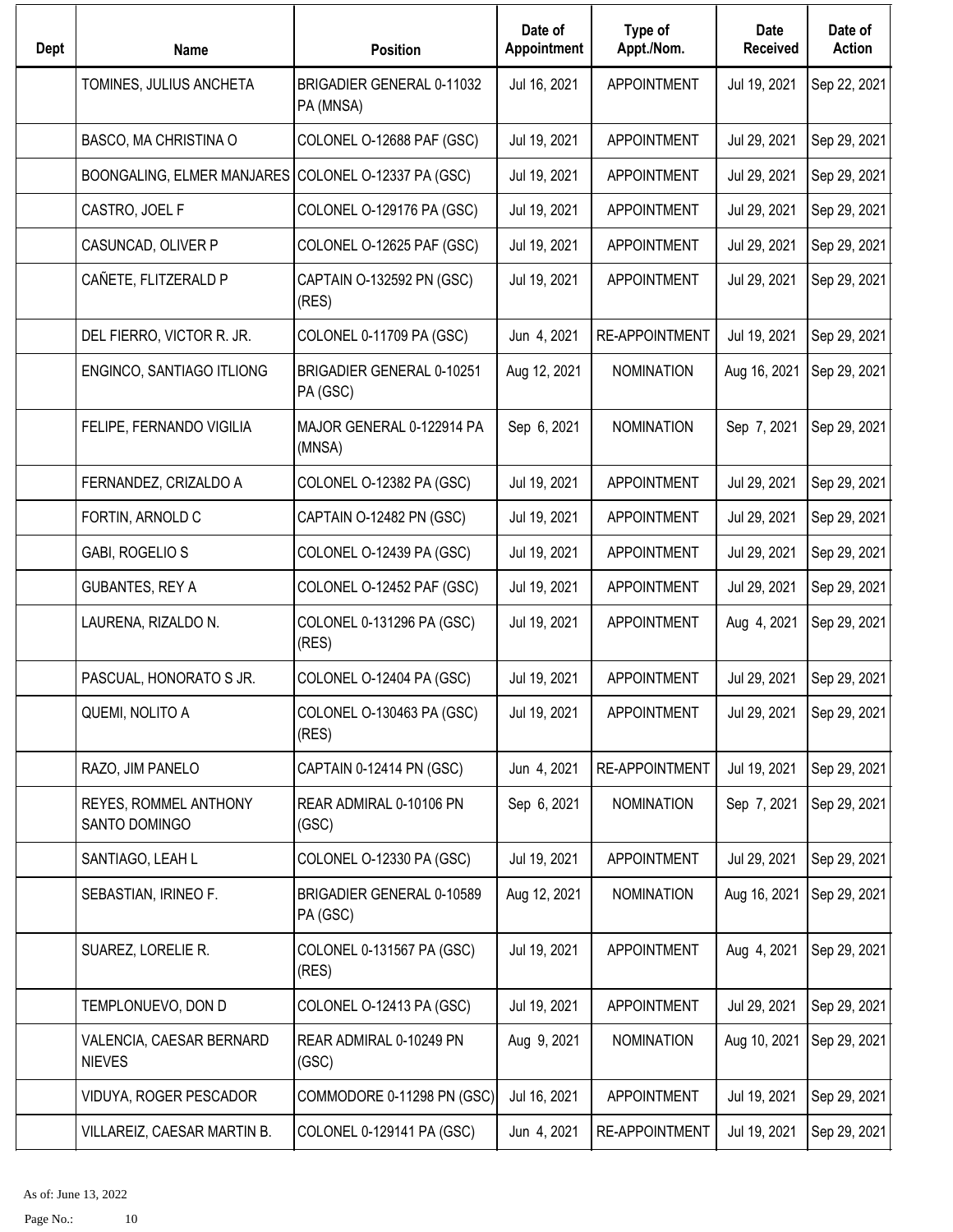| Dept | Name | Position | Date of Appointment | Type of Appt./Nom. | Date Received | Date of Action |
|---|---|---|---|---|---|---|
| | TOMINES, JULIUS ANCHETA | BRIGADIER GENERAL 0-11032 PA (MNSA) | Jul 16, 2021 | APPOINTMENT | Jul 19, 2021 | Sep 22, 2021 |
| | BASCO, MA CHRISTINA O | COLONEL O-12688 PAF (GSC) | Jul 19, 2021 | APPOINTMENT | Jul 29, 2021 | Sep 29, 2021 |
| | BOONGALING, ELMER MANJARES | COLONEL O-12337 PA (GSC) | Jul 19, 2021 | APPOINTMENT | Jul 29, 2021 | Sep 29, 2021 |
| | CASTRO, JOEL F | COLONEL O-129176 PA (GSC) | Jul 19, 2021 | APPOINTMENT | Jul 29, 2021 | Sep 29, 2021 |
| | CASUNCAD, OLIVER P | COLONEL O-12625 PAF (GSC) | Jul 19, 2021 | APPOINTMENT | Jul 29, 2021 | Sep 29, 2021 |
| | CAÑETE, FLITZERALD P | CAPTAIN O-132592 PN (GSC) (RES) | Jul 19, 2021 | APPOINTMENT | Jul 29, 2021 | Sep 29, 2021 |
| | DEL FIERRO, VICTOR R. JR. | COLONEL 0-11709 PA (GSC) | Jun 4, 2021 | RE-APPOINTMENT | Jul 19, 2021 | Sep 29, 2021 |
| | ENGINCO, SANTIAGO ITLIONG | BRIGADIER GENERAL 0-10251 PA (GSC) | Aug 12, 2021 | NOMINATION | Aug 16, 2021 | Sep 29, 2021 |
| | FELIPE, FERNANDO VIGILIA | MAJOR GENERAL 0-122914 PA (MNSA) | Sep 6, 2021 | NOMINATION | Sep 7, 2021 | Sep 29, 2021 |
| | FERNANDEZ, CRIZALDO A | COLONEL O-12382 PA (GSC) | Jul 19, 2021 | APPOINTMENT | Jul 29, 2021 | Sep 29, 2021 |
| | FORTIN, ARNOLD C | CAPTAIN O-12482 PN (GSC) | Jul 19, 2021 | APPOINTMENT | Jul 29, 2021 | Sep 29, 2021 |
| | GABI, ROGELIO S | COLONEL O-12439 PA (GSC) | Jul 19, 2021 | APPOINTMENT | Jul 29, 2021 | Sep 29, 2021 |
| | GUBANTES, REY A | COLONEL O-12452 PAF (GSC) | Jul 19, 2021 | APPOINTMENT | Jul 29, 2021 | Sep 29, 2021 |
| | LAURENA, RIZALDO N. | COLONEL 0-131296 PA (GSC) (RES) | Jul 19, 2021 | APPOINTMENT | Aug 4, 2021 | Sep 29, 2021 |
| | PASCUAL, HONORATO S JR. | COLONEL O-12404 PA (GSC) | Jul 19, 2021 | APPOINTMENT | Jul 29, 2021 | Sep 29, 2021 |
| | QUEMI, NOLITO A | COLONEL O-130463 PA (GSC) (RES) | Jul 19, 2021 | APPOINTMENT | Jul 29, 2021 | Sep 29, 2021 |
| | RAZO, JIM PANELO | CAPTAIN 0-12414 PN (GSC) | Jun 4, 2021 | RE-APPOINTMENT | Jul 19, 2021 | Sep 29, 2021 |
| | REYES, ROMMEL ANTHONY SANTO DOMINGO | REAR ADMIRAL 0-10106 PN (GSC) | Sep 6, 2021 | NOMINATION | Sep 7, 2021 | Sep 29, 2021 |
| | SANTIAGO, LEAH L | COLONEL O-12330 PA (GSC) | Jul 19, 2021 | APPOINTMENT | Jul 29, 2021 | Sep 29, 2021 |
| | SEBASTIAN, IRINEO F. | BRIGADIER GENERAL 0-10589 PA (GSC) | Aug 12, 2021 | NOMINATION | Aug 16, 2021 | Sep 29, 2021 |
| | SUAREZ, LORELIE R. | COLONEL 0-131567 PA (GSC) (RES) | Jul 19, 2021 | APPOINTMENT | Aug 4, 2021 | Sep 29, 2021 |
| | TEMPLONUEVO, DON D | COLONEL O-12413 PA (GSC) | Jul 19, 2021 | APPOINTMENT | Jul 29, 2021 | Sep 29, 2021 |
| | VALENCIA, CAESAR BERNARD NIEVES | REAR ADMIRAL 0-10249 PN (GSC) | Aug 9, 2021 | NOMINATION | Aug 10, 2021 | Sep 29, 2021 |
| | VIDUYA, ROGER PESCADOR | COMMODORE 0-11298 PN (GSC) | Jul 16, 2021 | APPOINTMENT | Jul 19, 2021 | Sep 29, 2021 |
| | VILLAREIZ, CAESAR MARTIN B. | COLONEL 0-129141 PA (GSC) | Jun 4, 2021 | RE-APPOINTMENT | Jul 19, 2021 | Sep 29, 2021 |

As of: June 13, 2022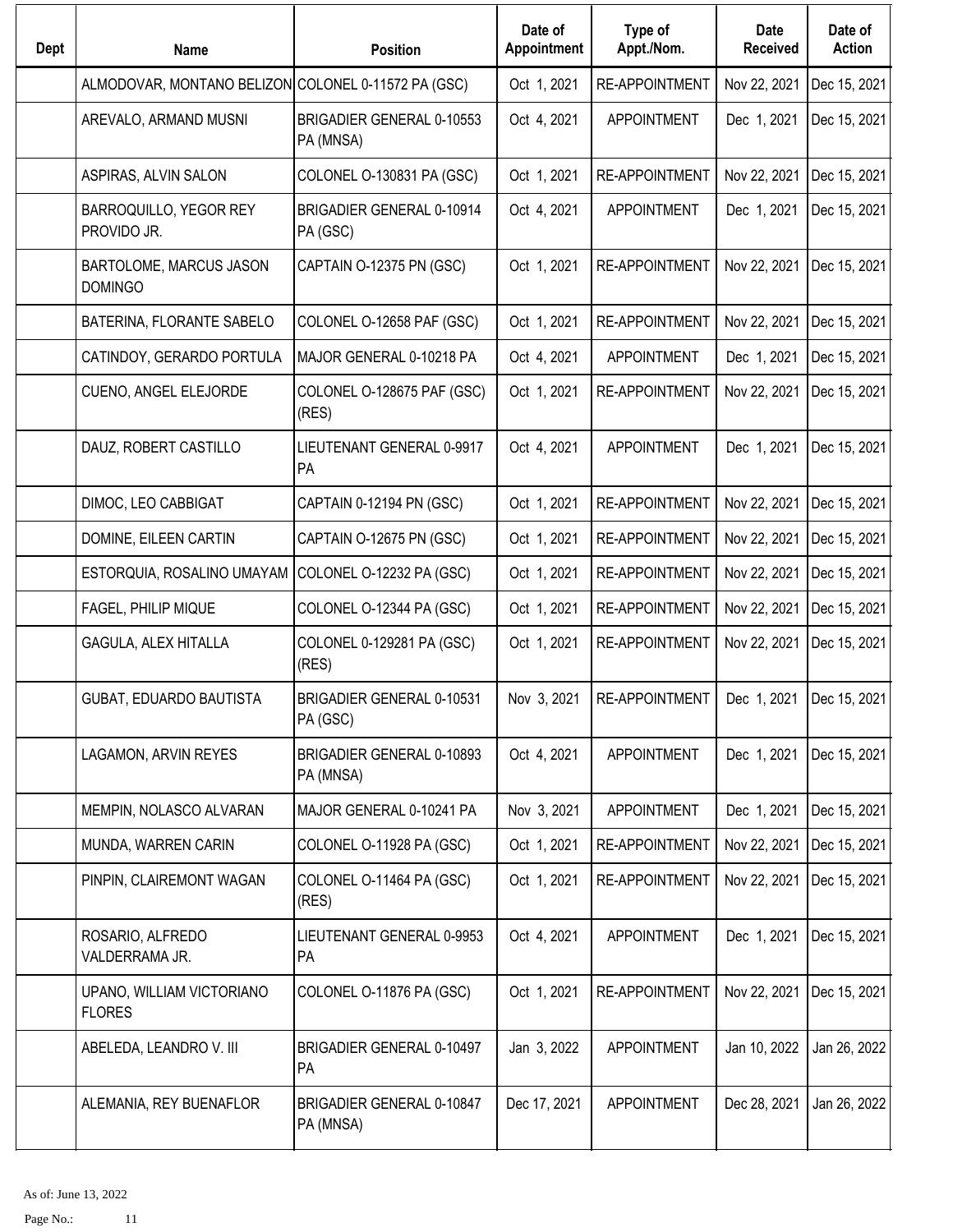| Dept | Name | Position | Date of Appointment | Type of Appt./Nom. | Date Received | Date of Action |
|---|---|---|---|---|---|---|
| | ALMODOVAR, MONTANO BELIZON | COLONEL 0-11572 PA (GSC) | Oct 1, 2021 | RE-APPOINTMENT | Nov 22, 2021 | Dec 15, 2021 |
| | AREVALO, ARMAND MUSNI | BRIGADIER GENERAL 0-10553 PA (MNSA) | Oct 4, 2021 | APPOINTMENT | Dec 1, 2021 | Dec 15, 2021 |
| | ASPIRAS, ALVIN SALON | COLONEL O-130831 PA (GSC) | Oct 1, 2021 | RE-APPOINTMENT | Nov 22, 2021 | Dec 15, 2021 |
| | BARROQUILLO, YEGOR REY PROVIDO JR. | BRIGADIER GENERAL 0-10914 PA (GSC) | Oct 4, 2021 | APPOINTMENT | Dec 1, 2021 | Dec 15, 2021 |
| | BARTOLOME, MARCUS JASON DOMINGO | CAPTAIN O-12375 PN (GSC) | Oct 1, 2021 | RE-APPOINTMENT | Nov 22, 2021 | Dec 15, 2021 |
| | BATERINA, FLORANTE SABELO | COLONEL O-12658 PAF (GSC) | Oct 1, 2021 | RE-APPOINTMENT | Nov 22, 2021 | Dec 15, 2021 |
| | CATINDOY, GERARDO PORTULA | MAJOR GENERAL 0-10218 PA | Oct 4, 2021 | APPOINTMENT | Dec 1, 2021 | Dec 15, 2021 |
| | CUENO, ANGEL ELEJORDE | COLONEL O-128675 PAF (GSC) (RES) | Oct 1, 2021 | RE-APPOINTMENT | Nov 22, 2021 | Dec 15, 2021 |
| | DAUZ, ROBERT CASTILLO | LIEUTENANT GENERAL 0-9917 PA | Oct 4, 2021 | APPOINTMENT | Dec 1, 2021 | Dec 15, 2021 |
| | DIMOC, LEO CABBIGAT | CAPTAIN 0-12194 PN (GSC) | Oct 1, 2021 | RE-APPOINTMENT | Nov 22, 2021 | Dec 15, 2021 |
| | DOMINE, EILEEN CARTIN | CAPTAIN O-12675 PN (GSC) | Oct 1, 2021 | RE-APPOINTMENT | Nov 22, 2021 | Dec 15, 2021 |
| | ESTORQUIA, ROSALINO UMAYAM | COLONEL O-12232 PA (GSC) | Oct 1, 2021 | RE-APPOINTMENT | Nov 22, 2021 | Dec 15, 2021 |
| | FAGEL, PHILIP MIQUE | COLONEL O-12344 PA (GSC) | Oct 1, 2021 | RE-APPOINTMENT | Nov 22, 2021 | Dec 15, 2021 |
| | GAGULA, ALEX HITALLA | COLONEL 0-129281 PA (GSC) (RES) | Oct 1, 2021 | RE-APPOINTMENT | Nov 22, 2021 | Dec 15, 2021 |
| | GUBAT, EDUARDO BAUTISTA | BRIGADIER GENERAL 0-10531 PA (GSC) | Nov 3, 2021 | RE-APPOINTMENT | Dec 1, 2021 | Dec 15, 2021 |
| | LAGAMON, ARVIN REYES | BRIGADIER GENERAL 0-10893 PA (MNSA) | Oct 4, 2021 | APPOINTMENT | Dec 1, 2021 | Dec 15, 2021 |
| | MEMPIN, NOLASCO ALVARAN | MAJOR GENERAL 0-10241 PA | Nov 3, 2021 | APPOINTMENT | Dec 1, 2021 | Dec 15, 2021 |
| | MUNDA, WARREN CARIN | COLONEL O-11928 PA (GSC) | Oct 1, 2021 | RE-APPOINTMENT | Nov 22, 2021 | Dec 15, 2021 |
| | PINPIN, CLAIREMONT WAGAN | COLONEL O-11464 PA (GSC) (RES) | Oct 1, 2021 | RE-APPOINTMENT | Nov 22, 2021 | Dec 15, 2021 |
| | ROSARIO, ALFREDO VALDERRAMA JR. | LIEUTENANT GENERAL 0-9953 PA | Oct 4, 2021 | APPOINTMENT | Dec 1, 2021 | Dec 15, 2021 |
| | UPANO, WILLIAM VICTORIANO FLORES | COLONEL O-11876 PA (GSC) | Oct 1, 2021 | RE-APPOINTMENT | Nov 22, 2021 | Dec 15, 2021 |
| | ABELEDA, LEANDRO V. III | BRIGADIER GENERAL 0-10497 PA | Jan 3, 2022 | APPOINTMENT | Jan 10, 2022 | Jan 26, 2022 |
| | ALEMANIA, REY BUENAFLOR | BRIGADIER GENERAL 0-10847 PA (MNSA) | Dec 17, 2021 | APPOINTMENT | Dec 28, 2021 | Jan 26, 2022 |

As of: June 13, 2022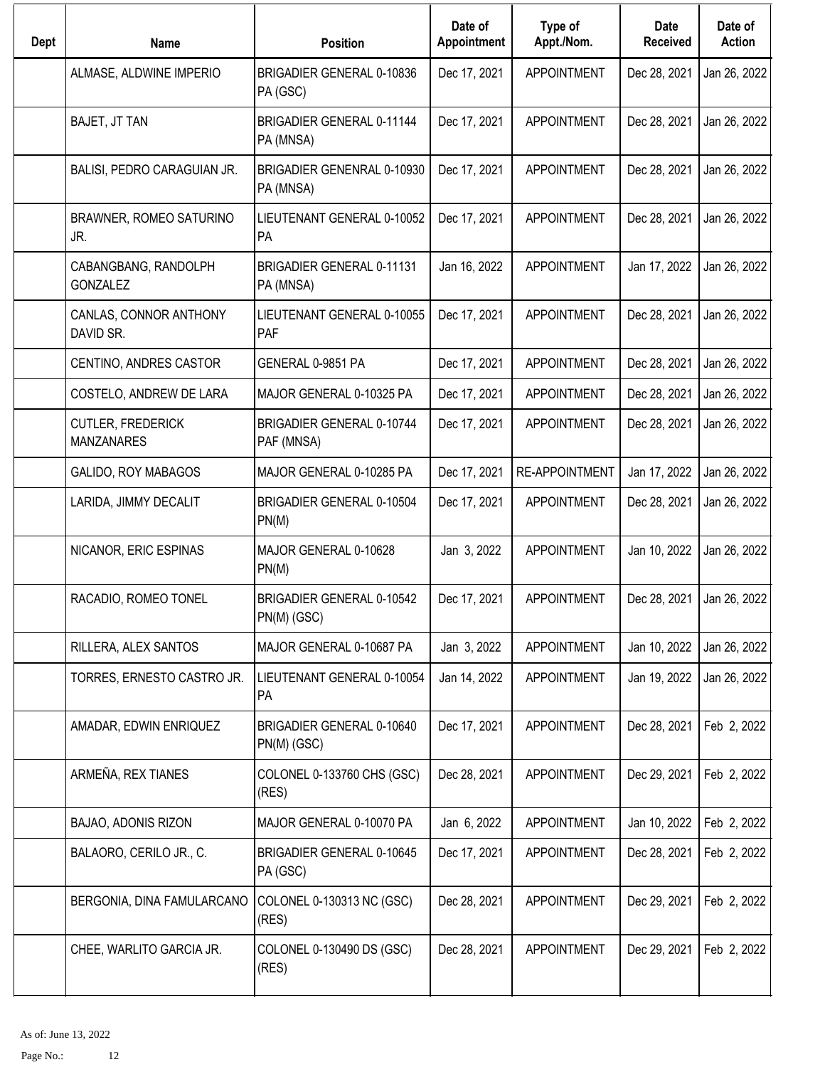| Dept | Name | Position | Date of Appointment | Type of Appt./Nom. | Date Received | Date of Action |
|---|---|---|---|---|---|---|
| | ALMASE, ALDWINE IMPERIO | BRIGADIER GENERAL 0-10836 PA (GSC) | Dec 17, 2021 | APPOINTMENT | Dec 28, 2021 | Jan 26, 2022 |
| | BAJET, JT TAN | BRIGADIER GENERAL 0-11144 PA (MNSA) | Dec 17, 2021 | APPOINTMENT | Dec 28, 2021 | Jan 26, 2022 |
| | BALISI, PEDRO CARAGUIAN JR. | BRIGADIER GENENRAL 0-10930 PA (MNSA) | Dec 17, 2021 | APPOINTMENT | Dec 28, 2021 | Jan 26, 2022 |
| | BRAWNER, ROMEO SATURINO JR. | LIEUTENANT GENERAL 0-10052 PA | Dec 17, 2021 | APPOINTMENT | Dec 28, 2021 | Jan 26, 2022 |
| | CABANGBANG, RANDOLPH GONZALEZ | BRIGADIER GENERAL 0-11131 PA (MNSA) | Jan 16, 2022 | APPOINTMENT | Jan 17, 2022 | Jan 26, 2022 |
| | CANLAS, CONNOR ANTHONY DAVID SR. | LIEUTENANT GENERAL 0-10055 PAF | Dec 17, 2021 | APPOINTMENT | Dec 28, 2021 | Jan 26, 2022 |
| | CENTINO, ANDRES CASTOR | GENERAL 0-9851 PA | Dec 17, 2021 | APPOINTMENT | Dec 28, 2021 | Jan 26, 2022 |
| | COSTELO, ANDREW DE LARA | MAJOR GENERAL 0-10325 PA | Dec 17, 2021 | APPOINTMENT | Dec 28, 2021 | Jan 26, 2022 |
| | CUTLER, FREDERICK MANZANARES | BRIGADIER GENERAL 0-10744 PAF (MNSA) | Dec 17, 2021 | APPOINTMENT | Dec 28, 2021 | Jan 26, 2022 |
| | GALIDO, ROY MABAGOS | MAJOR GENERAL 0-10285 PA | Dec 17, 2021 | RE-APPOINTMENT | Jan 17, 2022 | Jan 26, 2022 |
| | LARIDA, JIMMY DECALIT | BRIGADIER GENERAL 0-10504 PN(M) | Dec 17, 2021 | APPOINTMENT | Dec 28, 2021 | Jan 26, 2022 |
| | NICANOR, ERIC ESPINAS | MAJOR GENERAL 0-10628 PN(M) | Jan 3, 2022 | APPOINTMENT | Jan 10, 2022 | Jan 26, 2022 |
| | RACADIO, ROMEO TONEL | BRIGADIER GENERAL 0-10542 PN(M) (GSC) | Dec 17, 2021 | APPOINTMENT | Dec 28, 2021 | Jan 26, 2022 |
| | RILLERA, ALEX SANTOS | MAJOR GENERAL 0-10687 PA | Jan 3, 2022 | APPOINTMENT | Jan 10, 2022 | Jan 26, 2022 |
| | TORRES, ERNESTO CASTRO JR. | LIEUTENANT GENERAL 0-10054 PA | Jan 14, 2022 | APPOINTMENT | Jan 19, 2022 | Jan 26, 2022 |
| | AMADAR, EDWIN ENRIQUEZ | BRIGADIER GENERAL 0-10640 PN(M) (GSC) | Dec 17, 2021 | APPOINTMENT | Dec 28, 2021 | Feb 2, 2022 |
| | ARMEÑA, REX TIANES | COLONEL 0-133760 CHS (GSC) (RES) | Dec 28, 2021 | APPOINTMENT | Dec 29, 2021 | Feb 2, 2022 |
| | BAJAO, ADONIS RIZON | MAJOR GENERAL 0-10070 PA | Jan 6, 2022 | APPOINTMENT | Jan 10, 2022 | Feb 2, 2022 |
| | BALAORO, CERILO JR., C. | BRIGADIER GENERAL 0-10645 PA (GSC) | Dec 17, 2021 | APPOINTMENT | Dec 28, 2021 | Feb 2, 2022 |
| | BERGONIA, DINA FAMULARCANO | COLONEL 0-130313 NC (GSC) (RES) | Dec 28, 2021 | APPOINTMENT | Dec 29, 2021 | Feb 2, 2022 |
| | CHEE, WARLITO GARCIA JR. | COLONEL 0-130490 DS (GSC) (RES) | Dec 28, 2021 | APPOINTMENT | Dec 29, 2021 | Feb 2, 2022 |

As of: June 13, 2022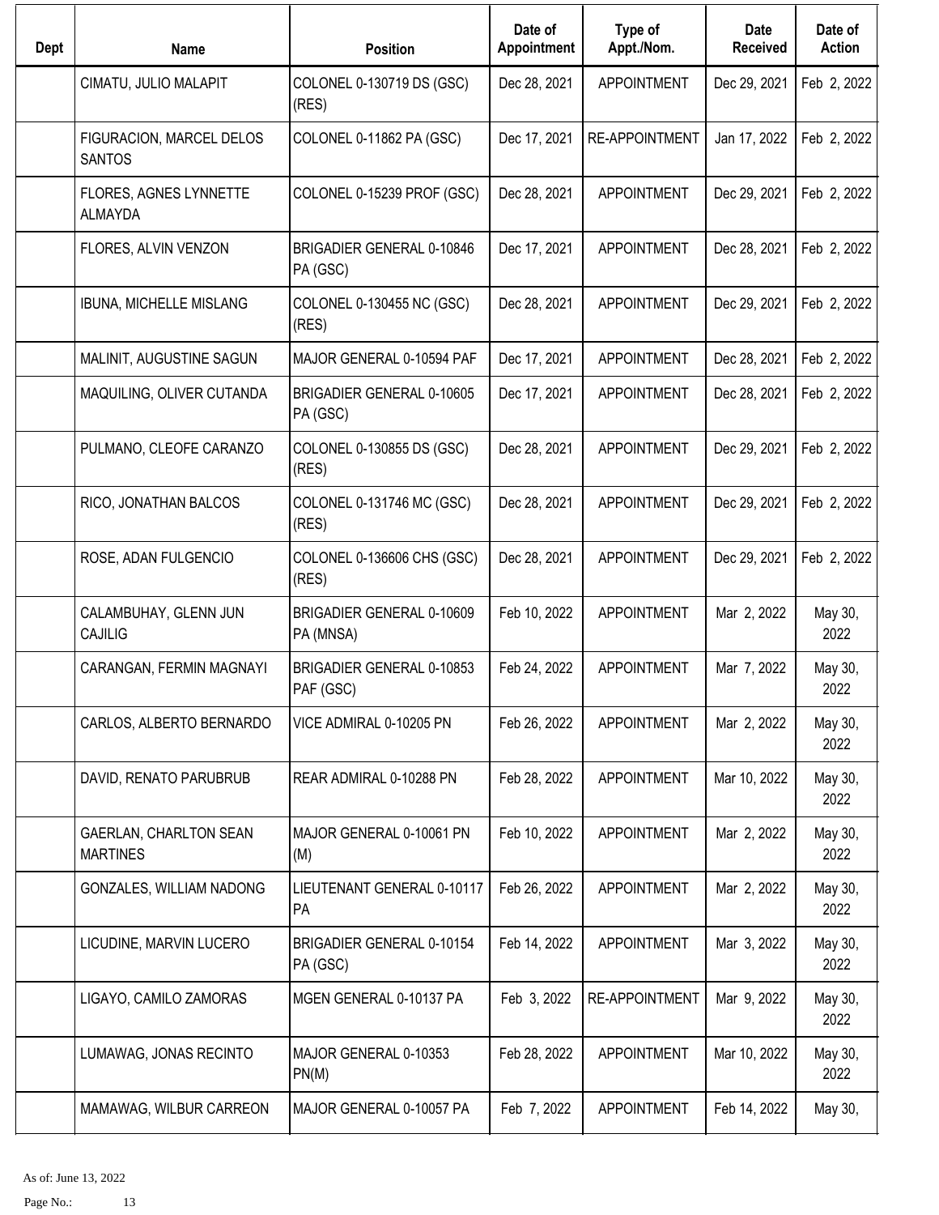| Dept | Name | Position | Date of Appointment | Type of Appt./Nom. | Date Received | Date of Action |
|---|---|---|---|---|---|---|
| | CIMATU, JULIO MALAPIT | COLONEL 0-130719 DS (GSC) (RES) | Dec 28, 2021 | APPOINTMENT | Dec 29, 2021 | Feb 2, 2022 |
| | FIGURACION, MARCEL DELOS SANTOS | COLONEL 0-11862 PA (GSC) | Dec 17, 2021 | RE-APPOINTMENT | Jan 17, 2022 | Feb 2, 2022 |
| | FLORES, AGNES LYNNETTE ALMAYDA | COLONEL 0-15239 PROF (GSC) | Dec 28, 2021 | APPOINTMENT | Dec 29, 2021 | Feb 2, 2022 |
| | FLORES, ALVIN VENZON | BRIGADIER GENERAL 0-10846 PA (GSC) | Dec 17, 2021 | APPOINTMENT | Dec 28, 2021 | Feb 2, 2022 |
| | IBUNA, MICHELLE MISLANG | COLONEL 0-130455 NC (GSC) (RES) | Dec 28, 2021 | APPOINTMENT | Dec 29, 2021 | Feb 2, 2022 |
| | MALINIT, AUGUSTINE SAGUN | MAJOR GENERAL 0-10594 PAF | Dec 17, 2021 | APPOINTMENT | Dec 28, 2021 | Feb 2, 2022 |
| | MAQUILING, OLIVER CUTANDA | BRIGADIER GENERAL 0-10605 PA (GSC) | Dec 17, 2021 | APPOINTMENT | Dec 28, 2021 | Feb 2, 2022 |
| | PULMANO, CLEOFE CARANZO | COLONEL 0-130855 DS (GSC) (RES) | Dec 28, 2021 | APPOINTMENT | Dec 29, 2021 | Feb 2, 2022 |
| | RICO, JONATHAN BALCOS | COLONEL 0-131746 MC (GSC) (RES) | Dec 28, 2021 | APPOINTMENT | Dec 29, 2021 | Feb 2, 2022 |
| | ROSE, ADAN FULGENCIO | COLONEL 0-136606 CHS (GSC) (RES) | Dec 28, 2021 | APPOINTMENT | Dec 29, 2021 | Feb 2, 2022 |
| | CALAMBUHAY, GLENN JUN CAJILIG | BRIGADIER GENERAL 0-10609 PA (MNSA) | Feb 10, 2022 | APPOINTMENT | Mar 2, 2022 | May 30, 2022 |
| | CARANGAN, FERMIN MAGNAYI | BRIGADIER GENERAL 0-10853 PAF (GSC) | Feb 24, 2022 | APPOINTMENT | Mar 7, 2022 | May 30, 2022 |
| | CARLOS, ALBERTO BERNARDO | VICE ADMIRAL 0-10205 PN | Feb 26, 2022 | APPOINTMENT | Mar 2, 2022 | May 30, 2022 |
| | DAVID, RENATO PARUBRUB | REAR ADMIRAL 0-10288 PN | Feb 28, 2022 | APPOINTMENT | Mar 10, 2022 | May 30, 2022 |
| | GAERLAN, CHARLTON SEAN MARTINES | MAJOR GENERAL 0-10061 PN (M) | Feb 10, 2022 | APPOINTMENT | Mar 2, 2022 | May 30, 2022 |
| | GONZALES, WILLIAM NADONG | LIEUTENANT GENERAL 0-10117 PA | Feb 26, 2022 | APPOINTMENT | Mar 2, 2022 | May 30, 2022 |
| | LICUDINE, MARVIN LUCERO | BRIGADIER GENERAL 0-10154 PA (GSC) | Feb 14, 2022 | APPOINTMENT | Mar 3, 2022 | May 30, 2022 |
| | LIGAYO, CAMILO ZAMORAS | MGEN GENERAL 0-10137 PA | Feb 3, 2022 | RE-APPOINTMENT | Mar 9, 2022 | May 30, 2022 |
| | LUMAWAG, JONAS RECINTO | MAJOR GENERAL 0-10353 PN(M) | Feb 28, 2022 | APPOINTMENT | Mar 10, 2022 | May 30, 2022 |
| | MAMAWAG, WILBUR CARREON | MAJOR GENERAL 0-10057 PA | Feb 7, 2022 | APPOINTMENT | Feb 14, 2022 | May 30, |

As of: June 13, 2022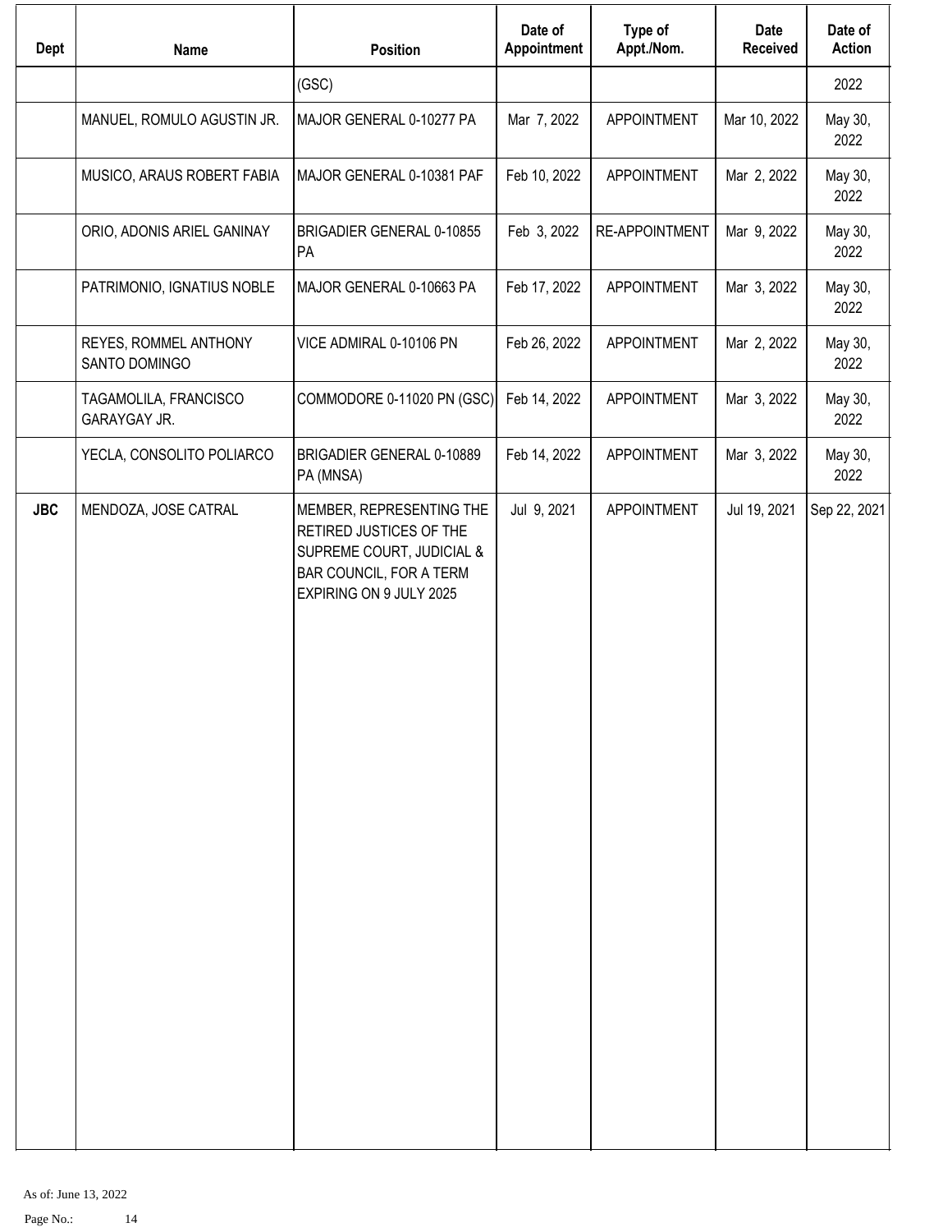| Dept | Name | Position | Date of Appointment | Type of Appt./Nom. | Date Received | Date of Action |
|---|---|---|---|---|---|---|
| | | (GSC) | | | | 2022 |
| | MANUEL, ROMULO AGUSTIN JR. | MAJOR GENERAL 0-10277 PA | Mar 7, 2022 | APPOINTMENT | Mar 10, 2022 | May 30, 2022 |
| | MUSICO, ARAUS ROBERT FABIA | MAJOR GENERAL 0-10381 PAF | Feb 10, 2022 | APPOINTMENT | Mar 2, 2022 | May 30, 2022 |
| | ORIO, ADONIS ARIEL GANINAY | BRIGADIER GENERAL 0-10855 PA | Feb 3, 2022 | RE-APPOINTMENT | Mar 9, 2022 | May 30, 2022 |
| | PATRIMONIO, IGNATIUS NOBLE | MAJOR GENERAL 0-10663 PA | Feb 17, 2022 | APPOINTMENT | Mar 3, 2022 | May 30, 2022 |
| | REYES, ROMMEL ANTHONY SANTO DOMINGO | VICE ADMIRAL 0-10106 PN | Feb 26, 2022 | APPOINTMENT | Mar 2, 2022 | May 30, 2022 |
| | TAGAMOLILA, FRANCISCO GARAYGAY JR. | COMMODORE 0-11020 PN (GSC) | Feb 14, 2022 | APPOINTMENT | Mar 3, 2022 | May 30, 2022 |
| | YECLA, CONSOLITO POLIARCO | BRIGADIER GENERAL 0-10889 PA (MNSA) | Feb 14, 2022 | APPOINTMENT | Mar 3, 2022 | May 30, 2022 |
| **JBC** | MENDOZA, JOSE CATRAL | MEMBER, REPRESENTING THE RETIRED JUSTICES OF THE SUPREME COURT, JUDICIAL & BAR COUNCIL, FOR A TERM EXPIRING ON 9 JULY 2025 | Jul 9, 2021 | APPOINTMENT | Jul 19, 2021 | Sep 22, 2021 |

As of: June 13, 2022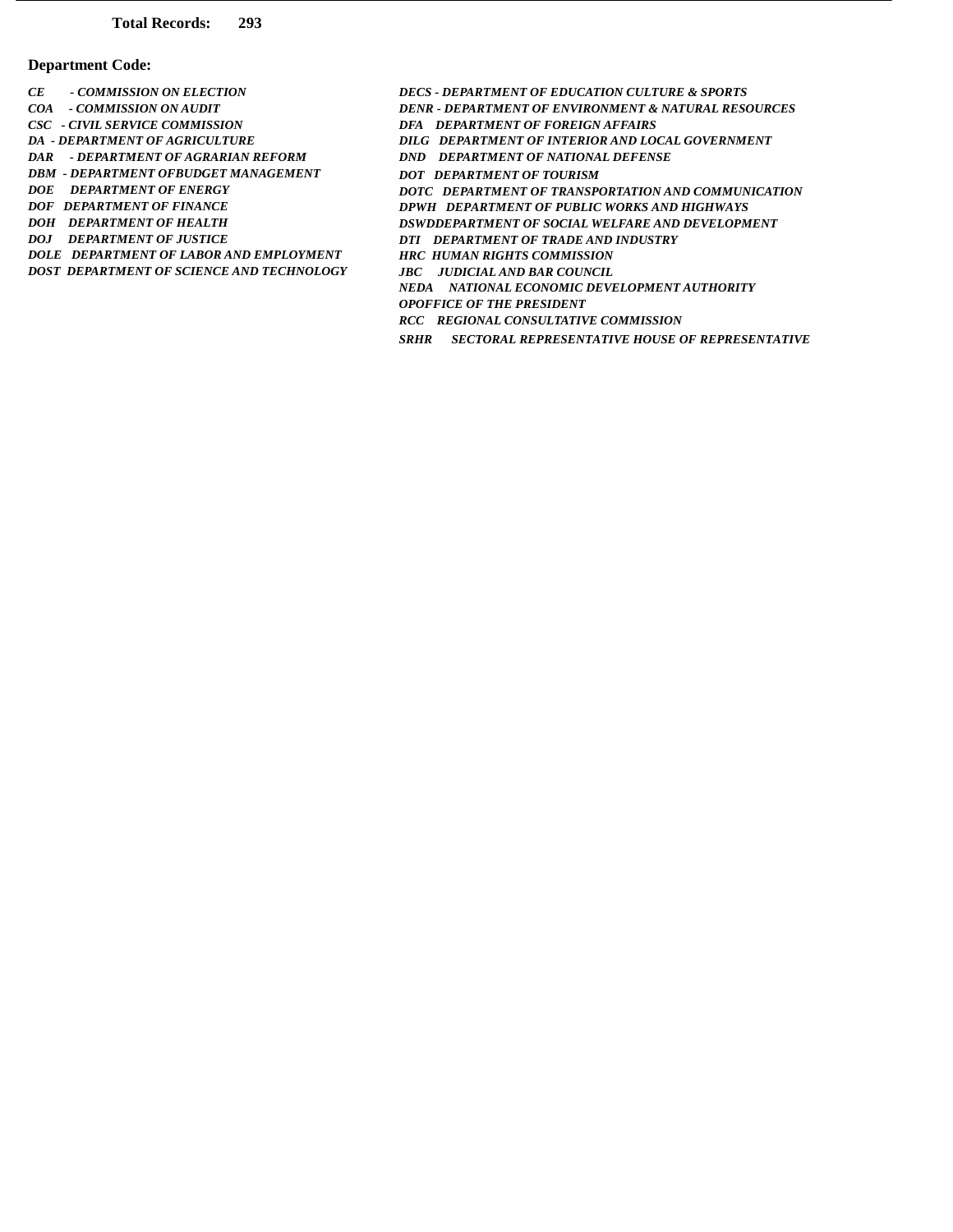**Total Records: 293**

**Department Code:**

*CE - COMMISSION ON ELECTION*
*COA - COMMISSION ON AUDIT*
*CSC - CIVIL SERVICE COMMISSION*
*DA - DEPARTMENT OF AGRICULTURE*
*DAR - DEPARTMENT OF AGRARIAN REFORM*
*DBM - DEPARTMENT OFBUDGET MANAGEMENT*
*DOE DEPARTMENT OF ENERGY*
*DOF DEPARTMENT OF FINANCE*
*DOH DEPARTMENT OF HEALTH*
*DOJ DEPARTMENT OF JUSTICE*
*DOLE DEPARTMENT OF LABOR AND EMPLOYMENT*
*DOST DEPARTMENT OF SCIENCE AND TECHNOLOGY*
*DECS - DEPARTMENT OF EDUCATION CULTURE & SPORTS*
*DENR - DEPARTMENT OF ENVIRONMENT & NATURAL RESOURCES*
*DFA DEPARTMENT OF FOREIGN AFFAIRS*
*DILG DEPARTMENT OF INTERIOR AND LOCAL GOVERNMENT*
*DND DEPARTMENT OF NATIONAL DEFENSE*
*DOT DEPARTMENT OF TOURISM*
*DOTC DEPARTMENT OF TRANSPORTATION AND COMMUNICATION*
*DPWH DEPARTMENT OF PUBLIC WORKS AND HIGHWAYS*
*DSWDDEPARTMENT OF SOCIAL WELFARE AND DEVELOPMENT*
*DTI DEPARTMENT OF TRADE AND INDUSTRY*
*HRC HUMAN RIGHTS COMMISSION*
*JBC JUDICIAL AND BAR COUNCIL*
*NEDA NATIONAL ECONOMIC DEVELOPMENT AUTHORITY*
*OPOFFICE OF THE PRESIDENT*
*RCC REGIONAL CONSULTATIVE COMMISSION*
*SRHR SECTORAL REPRESENTATIVE HOUSE OF REPRESENTATIVE*